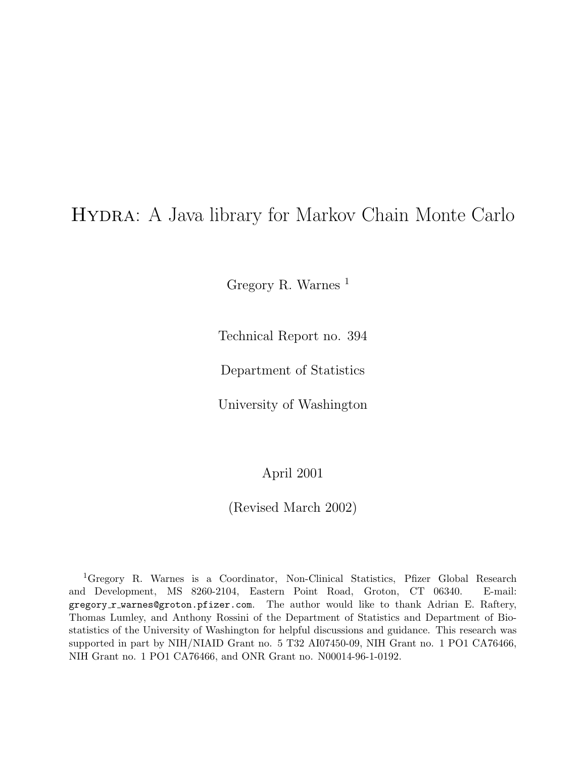# Hydra: A Java library for Markov Chain Monte Carlo

Gregory R. Warnes [1]

Technical Report no. 394

Department of Statistics

University of Washington

April 2001

(Revised March 2002)

[1] Gregory R. Warnes is a Coordinator, Non-Clinical Statistics, Pfizer Global Research and Development, MS 8260-2104, Eastern Point Road, Groton, CT 06340. E-mail: gregory_r_warnes@groton.pfizer.com. The author would like to thank Adrian E. Raftery, Thomas Lumley, and Anthony Rossini of the Department of Statistics and Department of Biostatistics of the University of Washington for helpful discussions and guidance. This research was supported in part by NIH/NIAID Grant no. 5 T32 AI07450-09, NIH Grant no. 1 PO1 CA76466, NIH Grant no. 1 PO1 CA76466, and ONR Grant no. N00014-96-1-0192.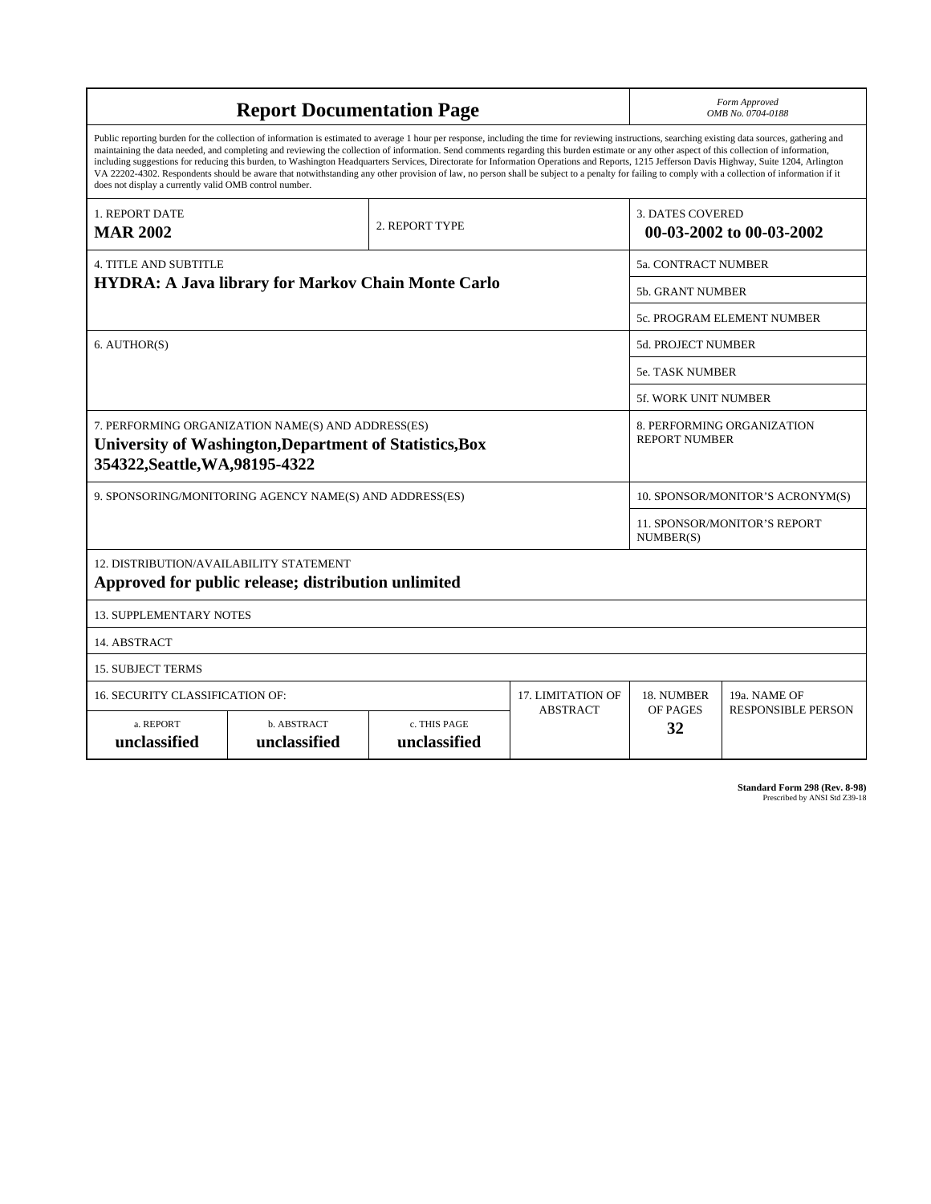# Report Documentation Page

*Form Approved*
*OMB No. 0704-0188*

Public reporting burden for the collection of information is estimated to average 1 hour per response, including the time for reviewing instructions, searching existing data sources, gathering and maintaining the data needed, and completing and reviewing the collection of information. Send comments regarding this burden estimate or any other aspect of this collection of information, including suggestions for reducing this burden, to Washington Headquarters Services, Directorate for Information Operations and Reports, 1215 Jefferson Davis Highway, Suite 1204, Arlington VA 22202-4302. Respondents should be aware that notwithstanding any other provision of law, no person shall be subject to a penalty for failing to comply with a collection of information if it does not display a currently valid OMB control number.

| 1. REPORT DATE | 2. REPORT TYPE | 3. DATES COVERED |
|---|---|---|
| **MAR 2002** | | **00-03-2002 to 00-03-2002** |

| 4. TITLE AND SUBTITLE | |
|---|---|
| **HYDRA: A Java library for Markov Chain Monte Carlo** | 5a. CONTRACT NUMBER |
| | 5b. GRANT NUMBER |
| | 5c. PROGRAM ELEMENT NUMBER |
| 6. AUTHOR(S) | 5d. PROJECT NUMBER |
| | 5e. TASK NUMBER |
| | 5f. WORK UNIT NUMBER |
| 7. PERFORMING ORGANIZATION NAME(S) AND ADDRESS(ES) **University of Washington,Department of Statistics,Box 354322,Seattle,WA,98195-4322** | 8. PERFORMING ORGANIZATION REPORT NUMBER |
| 9. SPONSORING/MONITORING AGENCY NAME(S) AND ADDRESS(ES) | 10. SPONSOR/MONITOR'S ACRONYM(S) |
| | 11. SPONSOR/MONITOR'S REPORT NUMBER(S) |

12. DISTRIBUTION/AVAILABILITY STATEMENT
**Approved for public release; distribution unlimited**

13. SUPPLEMENTARY NOTES

14. ABSTRACT

15. SUBJECT TERMS

| 16. SECURITY CLASSIFICATION OF: | | | 17. LIMITATION OF ABSTRACT | 18. NUMBER OF PAGES | 19a. NAME OF RESPONSIBLE PERSON |
|---|---|---|---|---|---|
| a. REPORT | b. ABSTRACT | c. THIS PAGE | | | |
| **unclassified** | **unclassified** | **unclassified** | | **32** | |

**Standard Form 298 (Rev. 8-98)**
Prescribed by ANSI Std Z39-18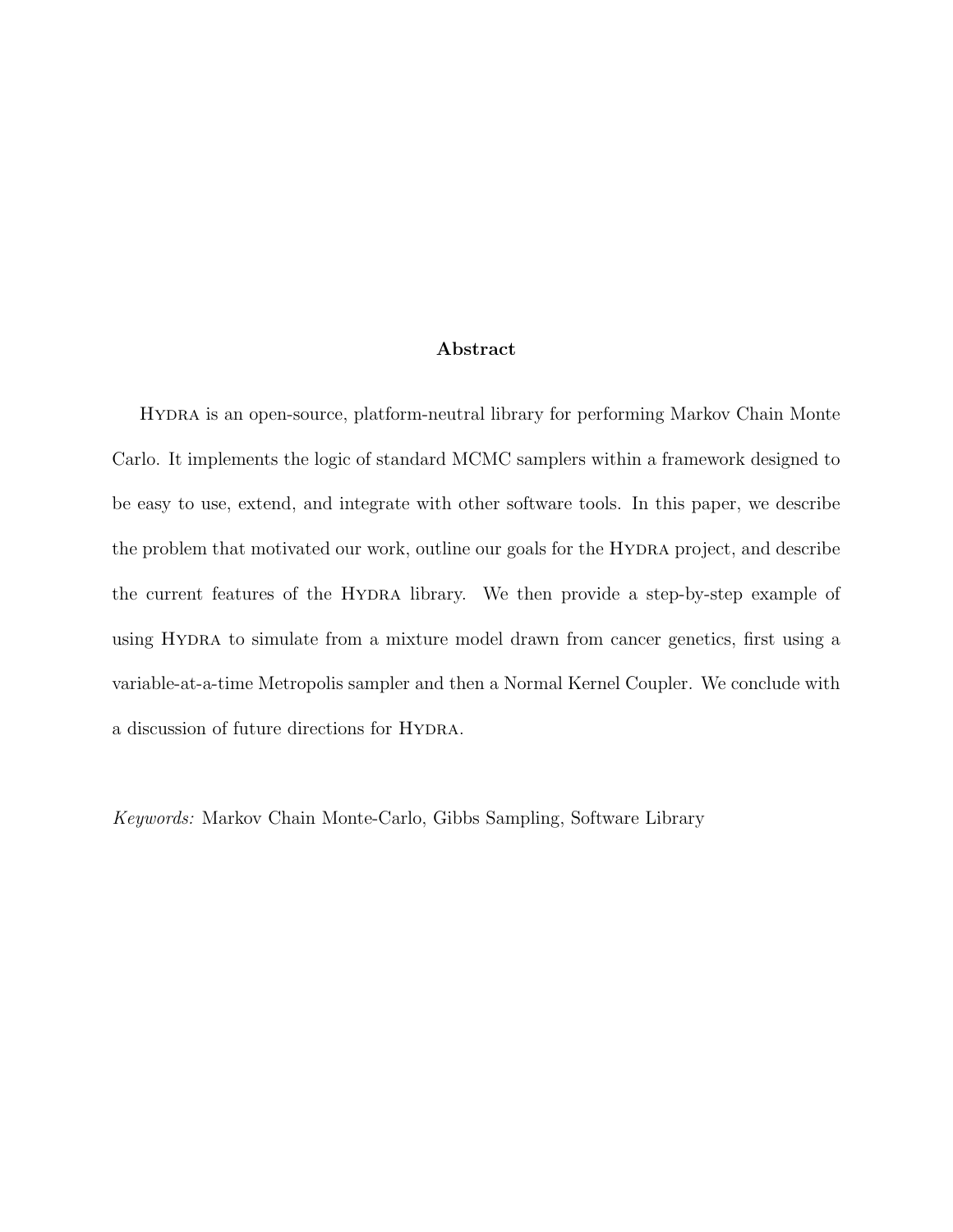## Abstract

HYDRA is an open-source, platform-neutral library for performing Markov Chain Monte Carlo. It implements the logic of standard MCMC samplers within a framework designed to be easy to use, extend, and integrate with other software tools. In this paper, we describe the problem that motivated our work, outline our goals for the HYDRA project, and describe the current features of the HYDRA library. We then provide a step-by-step example of using HYDRA to simulate from a mixture model drawn from cancer genetics, first using a variable-at-a-time Metropolis sampler and then a Normal Kernel Coupler. We conclude with a discussion of future directions for HYDRA.

*Keywords:* Markov Chain Monte-Carlo, Gibbs Sampling, Software Library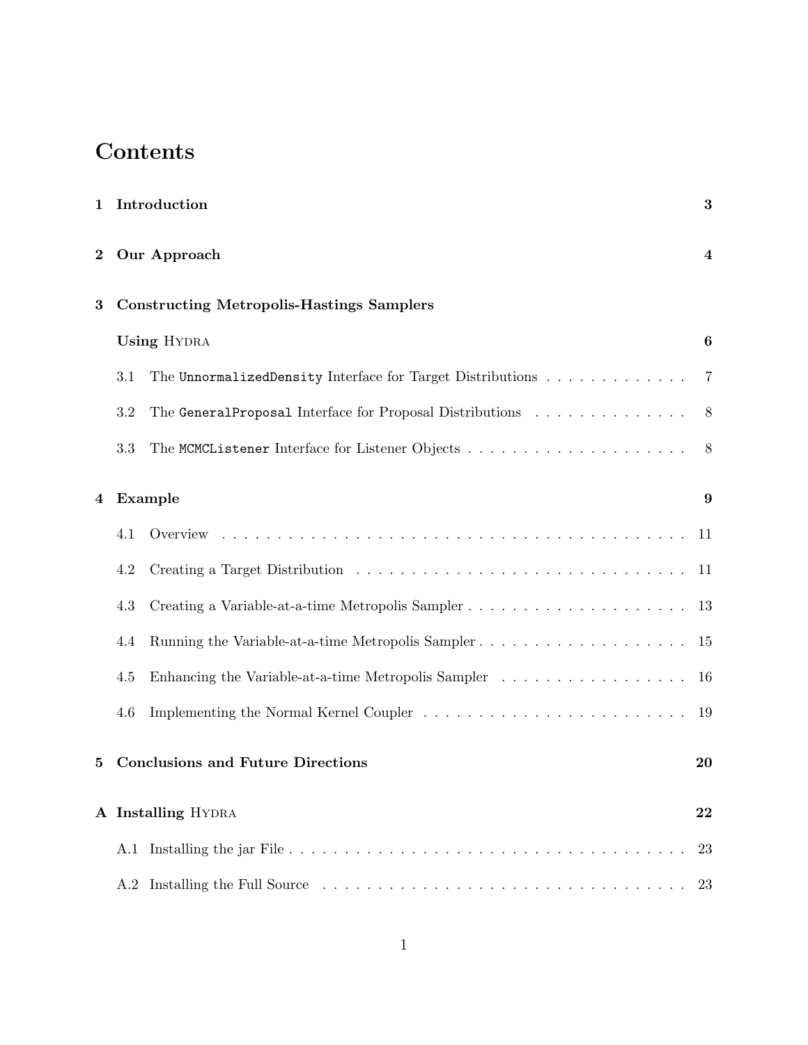# Contents

**1 Introduction** **3**

**2 Our Approach** **4**

**3 Constructing Metropolis-Hastings Samplers Using Hydra** **6**

- 3.1 The `UnnormalizedDensity` Interface for Target Distributions . . . . . . . . . . . . . 7
- 3.2 The `GeneralProposal` Interface for Proposal Distributions . . . . . . . . . . . . . . 8
- 3.3 The `MCMCListener` Interface for Listener Objects . . . . . . . . . . . . . . . . . . . . 8

**4 Example** **9**

- 4.1 Overview . . . . . . . . . . . . . . . . . . . . . . . . . . . . . . . . . . . . . . . . . . . . 11
- 4.2 Creating a Target Distribution . . . . . . . . . . . . . . . . . . . . . . . . . . . . . . . 11
- 4.3 Creating a Variable-at-a-time Metropolis Sampler . . . . . . . . . . . . . . . . . . . . 13
- 4.4 Running the Variable-at-a-time Metropolis Sampler . . . . . . . . . . . . . . . . . . . 15
- 4.5 Enhancing the Variable-at-a-time Metropolis Sampler . . . . . . . . . . . . . . . . . 16
- 4.6 Implementing the Normal Kernel Coupler . . . . . . . . . . . . . . . . . . . . . . . . . 19

**5 Conclusions and Future Directions** **20**

**A Installing Hydra** **22**

- A.1 Installing the jar File . . . . . . . . . . . . . . . . . . . . . . . . . . . . . . . . . . . . 23
- A.2 Installing the Full Source . . . . . . . . . . . . . . . . . . . . . . . . . . . . . . . . . . 23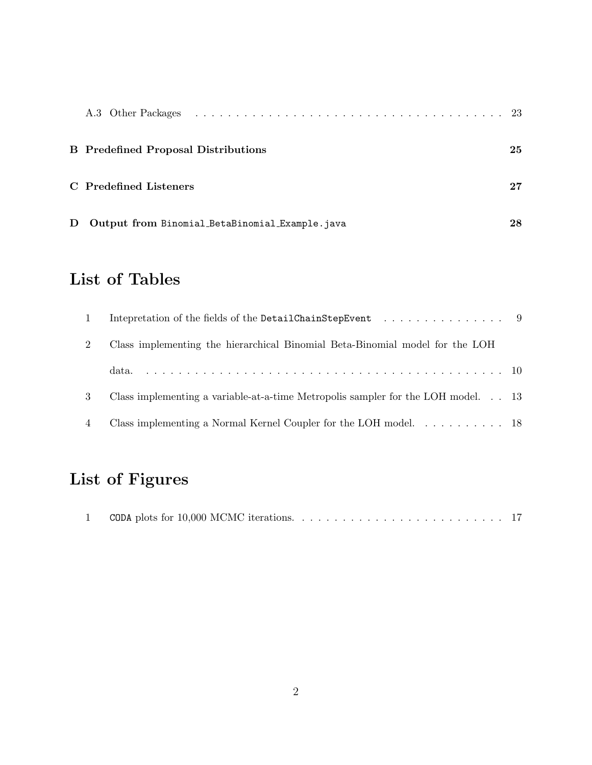A.3 Other Packages . . . . . . . . . . . . . . . . . . . . . . . . . . . . . . . . . . . . . . . . . . . 23

**B Predefined Proposal Distributions** **25**

**C Predefined Listeners** **27**

**D Output from `Binomial_BetaBinomial_Example.java`** **28**

# List of Tables

1 Intepretation of the fields of the `DetailChainStepEvent` . . . . . . . . . . . . . . . . 9

2 Class implementing the hierarchical Binomial Beta-Binomial model for the LOH data. . . . . . . . . . . . . . . . . . . . . . . . . . . . . . . . . . . . . . . . . . . . . . . . 10

3 Class implementing a variable-at-a-time Metropolis sampler for the LOH model. . . 13

4 Class implementing a Normal Kernel Coupler for the LOH model. . . . . . . . . . . 18

# List of Figures

1 `CODA` plots for 10,000 MCMC iterations. . . . . . . . . . . . . . . . . . . . . . . . . . 17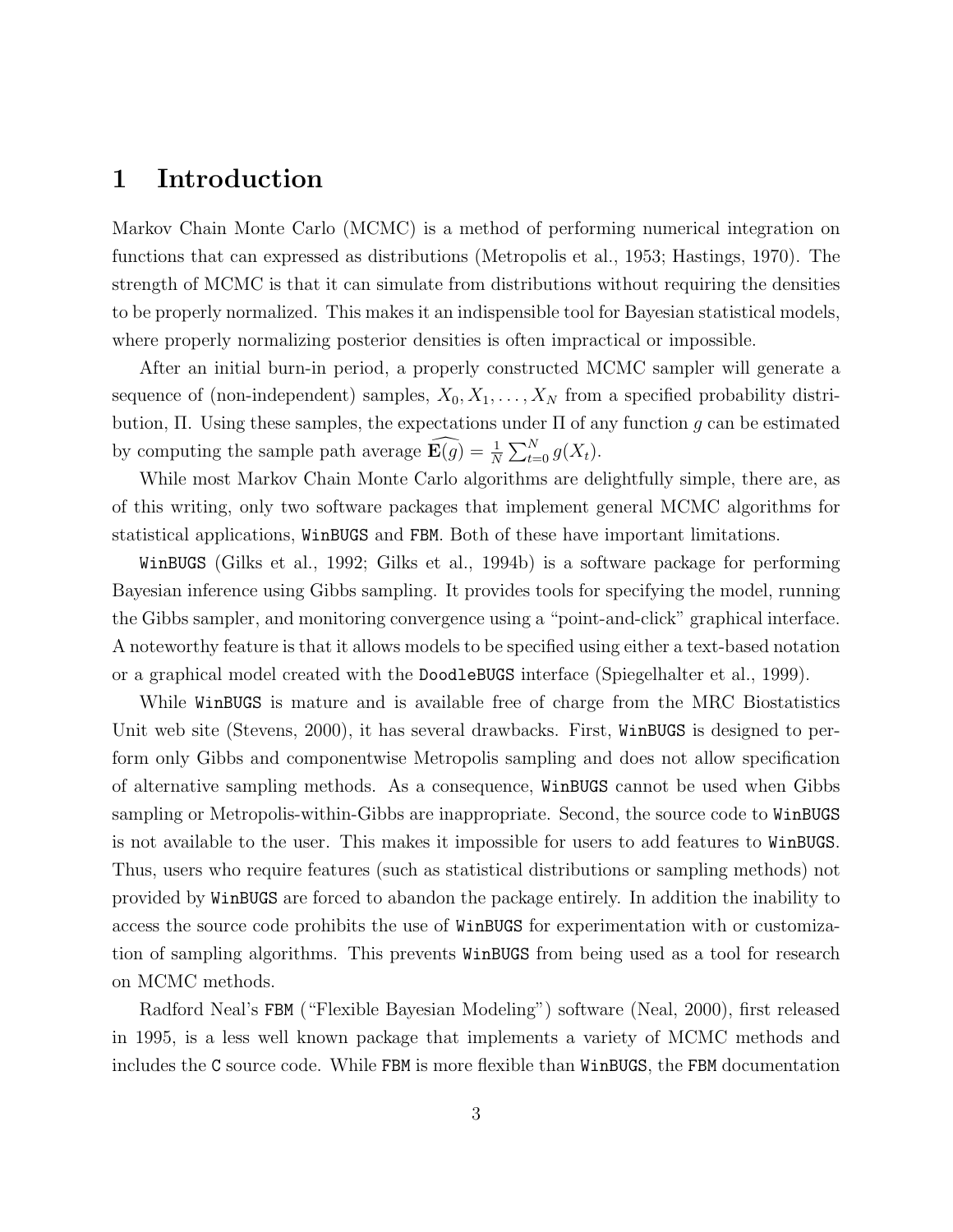# 1 Introduction

Markov Chain Monte Carlo (MCMC) is a method of performing numerical integration on functions that can expressed as distributions (Metropolis et al., 1953; Hastings, 1970). The strength of MCMC is that it can simulate from distributions without requiring the densities to be properly normalized. This makes it an indispensible tool for Bayesian statistical models, where properly normalizing posterior densities is often impractical or impossible.

After an initial burn-in period, a properly constructed MCMC sampler will generate a sequence of (non-independent) samples, $X_0, X_1, \ldots, X_N$ from a specified probability distribution, $\Pi$. Using these samples, the expectations under $\Pi$ of any function $g$ can be estimated by computing the sample path average $\widehat{\mathbf{E}(g)} = \frac{1}{N}\sum_{t=0}^{N} g(X_t)$.

While most Markov Chain Monte Carlo algorithms are delightfully simple, there are, as of this writing, only two software packages that implement general MCMC algorithms for statistical applications, `WinBUGS` and `FBM`. Both of these have important limitations.

`WinBUGS` (Gilks et al., 1992; Gilks et al., 1994b) is a software package for performing Bayesian inference using Gibbs sampling. It provides tools for specifying the model, running the Gibbs sampler, and monitoring convergence using a "point-and-click" graphical interface. A noteworthy feature is that it allows models to be specified using either a text-based notation or a graphical model created with the `DoodleBUGS` interface (Spiegelhalter et al., 1999).

While `WinBUGS` is mature and is available free of charge from the MRC Biostatistics Unit web site (Stevens, 2000), it has several drawbacks. First, `WinBUGS` is designed to perform only Gibbs and componentwise Metropolis sampling and does not allow specification of alternative sampling methods. As a consequence, `WinBUGS` cannot be used when Gibbs sampling or Metropolis-within-Gibbs are inappropriate. Second, the source code to `WinBUGS` is not available to the user. This makes it impossible for users to add features to `WinBUGS`. Thus, users who require features (such as statistical distributions or sampling methods) not provided by `WinBUGS` are forced to abandon the package entirely. In addition the inability to access the source code prohibits the use of `WinBUGS` for experimentation with or customization of sampling algorithms. This prevents `WinBUGS` from being used as a tool for research on MCMC methods.

Radford Neal's `FBM` ("Flexible Bayesian Modeling") software (Neal, 2000), first released in 1995, is a less well known package that implements a variety of MCMC methods and includes the `C` source code. While `FBM` is more flexible than `WinBUGS`, the `FBM` documentation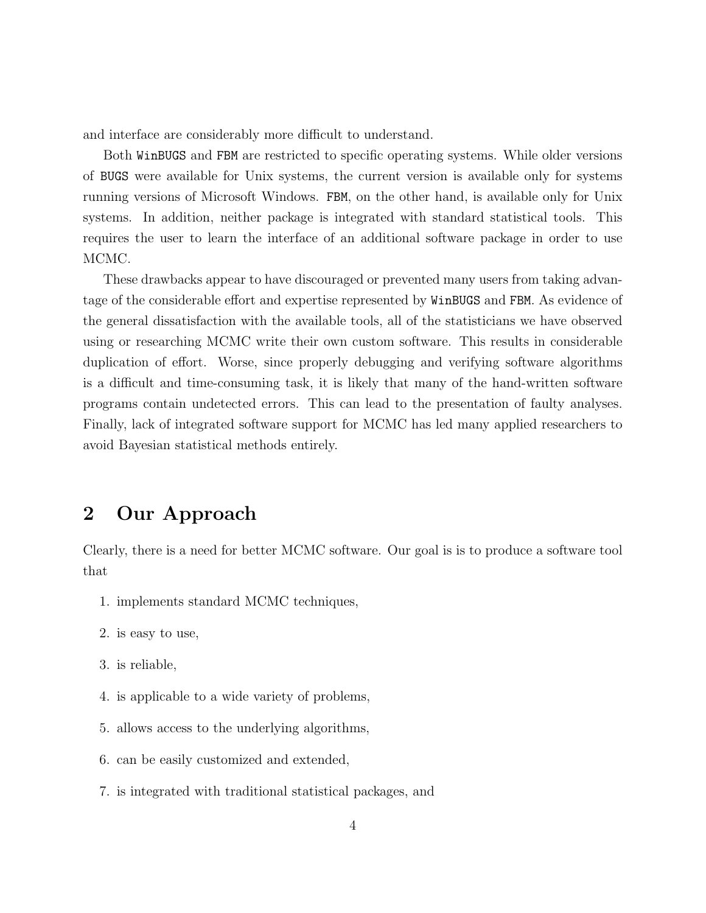and interface are considerably more difficult to understand.

Both `WinBUGS` and `FBM` are restricted to specific operating systems. While older versions of `BUGS` were available for Unix systems, the current version is available only for systems running versions of Microsoft Windows. `FBM`, on the other hand, is available only for Unix systems. In addition, neither package is integrated with standard statistical tools. This requires the user to learn the interface of an additional software package in order to use MCMC.

These drawbacks appear to have discouraged or prevented many users from taking advantage of the considerable effort and expertise represented by `WinBUGS` and `FBM`. As evidence of the general dissatisfaction with the available tools, all of the statisticians we have observed using or researching MCMC write their own custom software. This results in considerable duplication of effort. Worse, since properly debugging and verifying software algorithms is a difficult and time-consuming task, it is likely that many of the hand-written software programs contain undetected errors. This can lead to the presentation of faulty analyses. Finally, lack of integrated software support for MCMC has led many applied researchers to avoid Bayesian statistical methods entirely.

## 2 Our Approach

Clearly, there is a need for better MCMC software. Our goal is is to produce a software tool that

1. implements standard MCMC techniques,
2. is easy to use,
3. is reliable,
4. is applicable to a wide variety of problems,
5. allows access to the underlying algorithms,
6. can be easily customized and extended,
7. is integrated with traditional statistical packages, and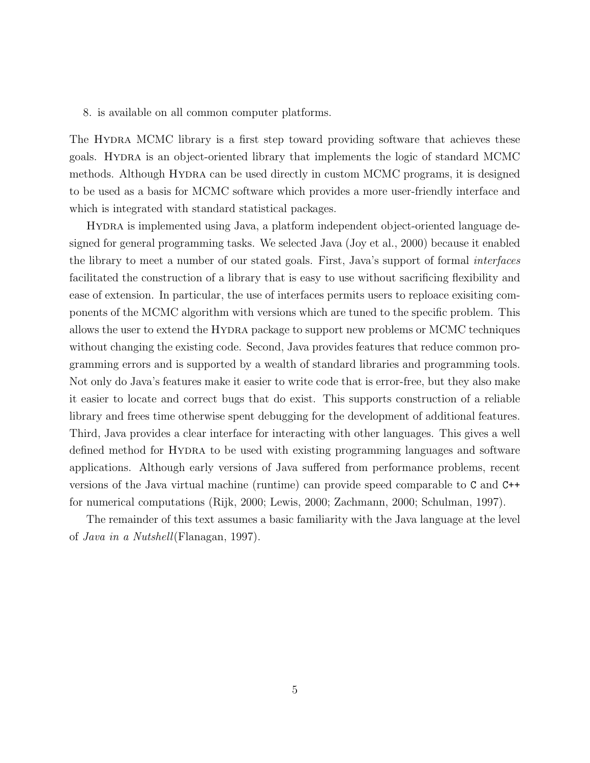8. is available on all common computer platforms.

The Hydra MCMC library is a first step toward providing software that achieves these goals. Hydra is an object-oriented library that implements the logic of standard MCMC methods. Although Hydra can be used directly in custom MCMC programs, it is designed to be used as a basis for MCMC software which provides a more user-friendly interface and which is integrated with standard statistical packages.

Hydra is implemented using Java, a platform independent object-oriented language designed for general programming tasks. We selected Java (Joy et al., 2000) because it enabled the library to meet a number of our stated goals. First, Java's support of formal *interfaces* facilitated the construction of a library that is easy to use without sacrificing flexibility and ease of extension. In particular, the use of interfaces permits users to reploace exisiting components of the MCMC algorithm with versions which are tuned to the specific problem. This allows the user to extend the Hydra package to support new problems or MCMC techniques without changing the existing code. Second, Java provides features that reduce common programming errors and is supported by a wealth of standard libraries and programming tools. Not only do Java's features make it easier to write code that is error-free, but they also make it easier to locate and correct bugs that do exist. This supports construction of a reliable library and frees time otherwise spent debugging for the development of additional features. Third, Java provides a clear interface for interacting with other languages. This gives a well defined method for Hydra to be used with existing programming languages and software applications. Although early versions of Java suffered from performance problems, recent versions of the Java virtual machine (runtime) can provide speed comparable to `C` and `C++` for numerical computations (Rijk, 2000; Lewis, 2000; Zachmann, 2000; Schulman, 1997).

The remainder of this text assumes a basic familiarity with the Java language at the level of *Java in a Nutshell*(Flanagan, 1997).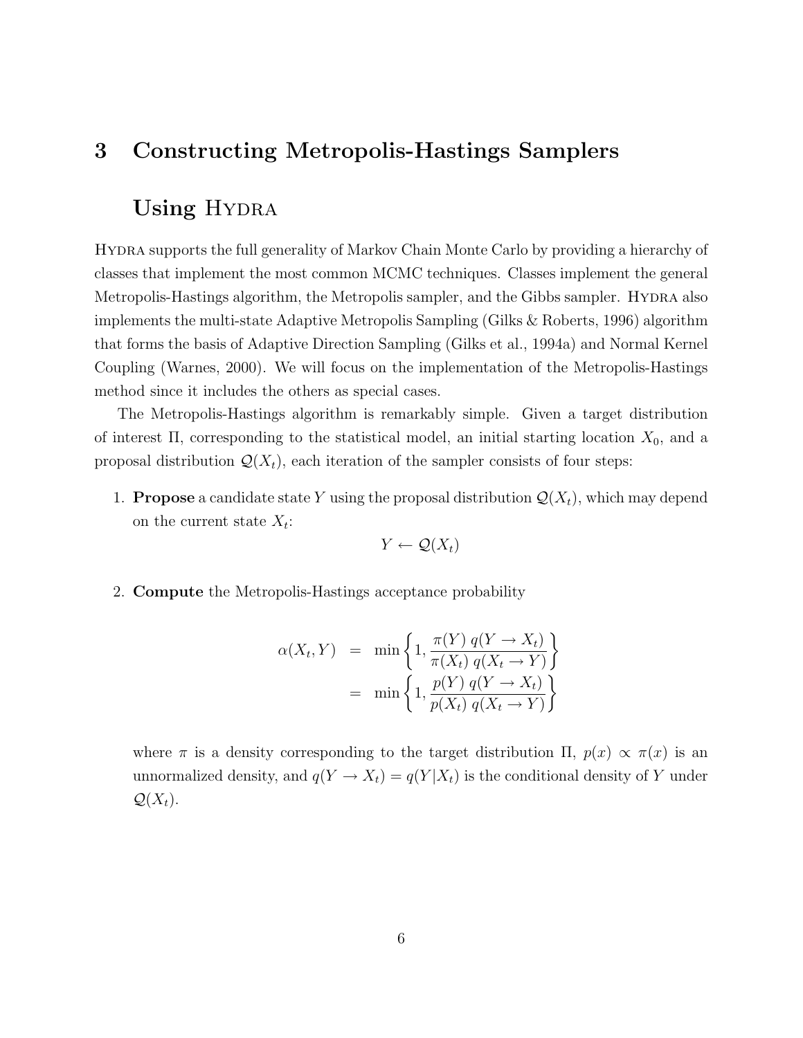# 3 Constructing Metropolis-Hastings Samplers Using HYDRA

HYDRA supports the full generality of Markov Chain Monte Carlo by providing a hierarchy of classes that implement the most common MCMC techniques. Classes implement the general Metropolis-Hastings algorithm, the Metropolis sampler, and the Gibbs sampler. HYDRA also implements the multi-state Adaptive Metropolis Sampling (Gilks & Roberts, 1996) algorithm that forms the basis of Adaptive Direction Sampling (Gilks et al., 1994a) and Normal Kernel Coupling (Warnes, 2000). We will focus on the implementation of the Metropolis-Hastings method since it includes the others as special cases.

The Metropolis-Hastings algorithm is remarkably simple. Given a target distribution of interest $\Pi$, corresponding to the statistical model, an initial starting location $X_0$, and a proposal distribution $\mathcal{Q}(X_t)$, each iteration of the sampler consists of four steps:

1. **Propose** a candidate state $Y$ using the proposal distribution $\mathcal{Q}(X_t)$, which may depend on the current state $X_t$:

$$Y \leftarrow \mathcal{Q}(X_t)$$

2. **Compute** the Metropolis-Hastings acceptance probability

$$\begin{aligned} \alpha(X_t, Y) &= \min\left\{1, \frac{\pi(Y)\, q(Y \to X_t)}{\pi(X_t)\, q(X_t \to Y)}\right\} \\ &= \min\left\{1, \frac{p(Y)\, q(Y \to X_t)}{p(X_t)\, q(X_t \to Y)}\right\} \end{aligned}$$

where $\pi$ is a density corresponding to the target distribution $\Pi$, $p(x) \propto \pi(x)$ is an unnormalized density, and $q(Y \to X_t) = q(Y|X_t)$ is the conditional density of $Y$ under $\mathcal{Q}(X_t)$.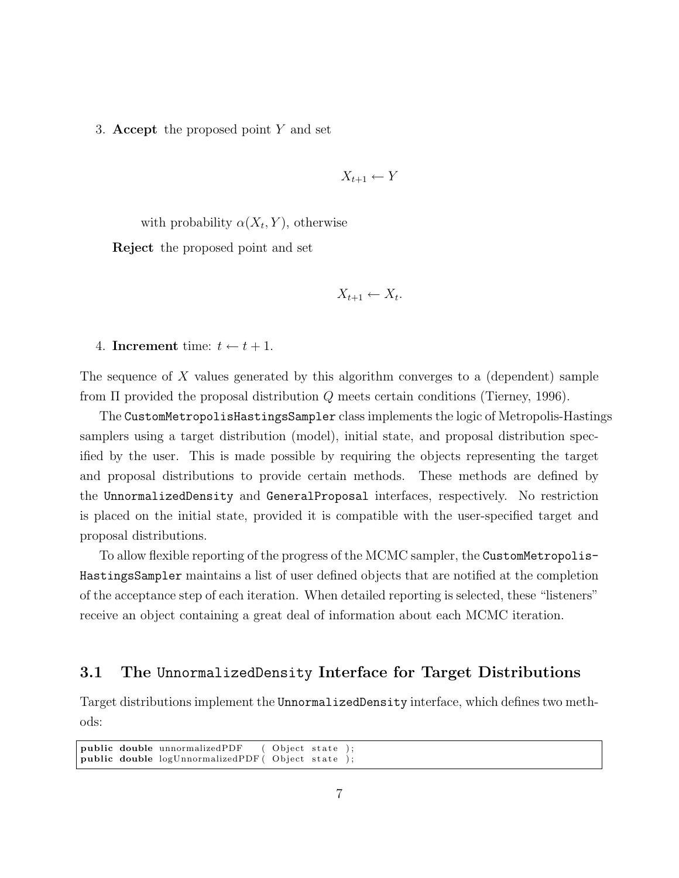3. **Accept** the proposed point $Y$ and set

$$X_{t+1} \leftarrow Y$$

with probability $\alpha(X_t, Y)$, otherwise

**Reject** the proposed point and set

$$X_{t+1} \leftarrow X_t.$$

4. **Increment** time: $t \leftarrow t + 1$.

The sequence of $X$ values generated by this algorithm converges to a (dependent) sample from $\Pi$ provided the proposal distribution $Q$ meets certain conditions (Tierney, 1996).

The `CustomMetropolisHastingsSampler` class implements the logic of Metropolis-Hastings samplers using a target distribution (model), initial state, and proposal distribution specified by the user. This is made possible by requiring the objects representing the target and proposal distributions to provide certain methods. These methods are defined by the `UnnormalizedDensity` and `GeneralProposal` interfaces, respectively. No restriction is placed on the initial state, provided it is compatible with the user-specified target and proposal distributions.

To allow flexible reporting of the progress of the MCMC sampler, the `CustomMetropolis-HastingsSampler` maintains a list of user defined objects that are notified at the completion of the acceptance step of each iteration. When detailed reporting is selected, these "listeners" receive an object containing a great deal of information about each MCMC iteration.

## 3.1 The `UnnormalizedDensity` Interface for Target Distributions

Target distributions implement the `UnnormalizedDensity` interface, which defines two methods:

```
public double unnormalizedPDF    ( Object state );
public double logUnnormalizedPDF ( Object state );
```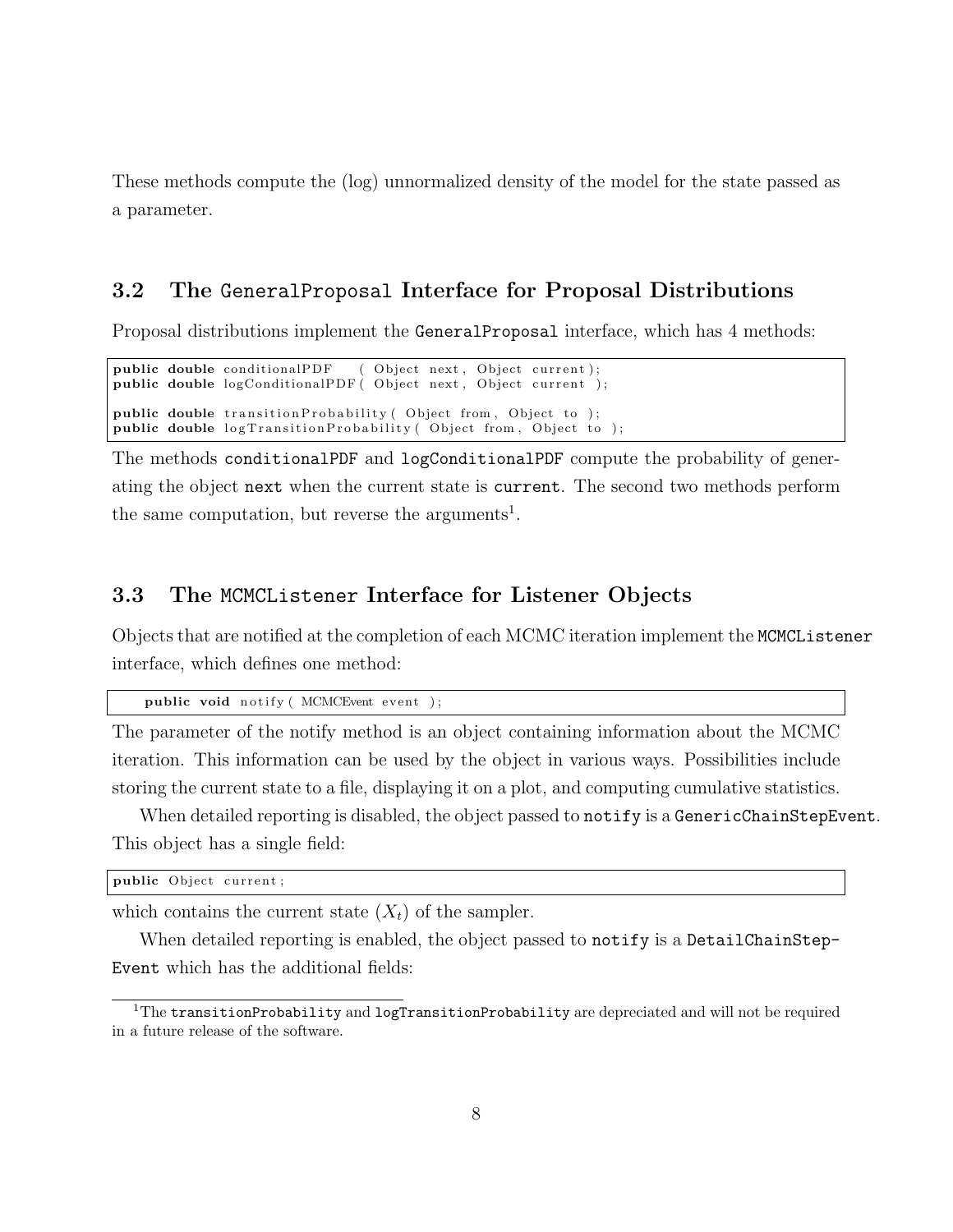These methods compute the (log) unnormalized density of the model for the state passed as a parameter.

### 3.2 The `GeneralProposal` Interface for Proposal Distributions

Proposal distributions implement the `GeneralProposal` interface, which has 4 methods:

```
public double conditionalPDF    ( Object next, Object current);
public double logConditionalPDF ( Object next, Object current );

public double transitionProbability ( Object from, Object to );
public double logTransitionProbability ( Object from, Object to );
```

The methods `conditionalPDF` and `logConditionalPDF` compute the probability of generating the object `next` when the current state is `current`. The second two methods perform the same computation, but reverse the arguments[1].

### 3.3 The `MCMCListener` Interface for Listener Objects

Objects that are notified at the completion of each MCMC iteration implement the `MCMCListener` interface, which defines one method:

```
    public void notify( MCMCEvent event );
```

The parameter of the notify method is an object containing information about the MCMC iteration. This information can be used by the object in various ways. Possibilities include storing the current state to a file, displaying it on a plot, and computing cumulative statistics.

When detailed reporting is disabled, the object passed to `notify` is a `GenericChainStepEvent`. This object has a single field:

```
public Object current;
```

which contains the current state ($X_t$) of the sampler.

When detailed reporting is enabled, the object passed to `notify` is a `DetailChainStepEvent` which has the additional fields:

[1] The `transitionProbability` and `logTransitionProbability` are depreciated and will not be required in a future release of the software.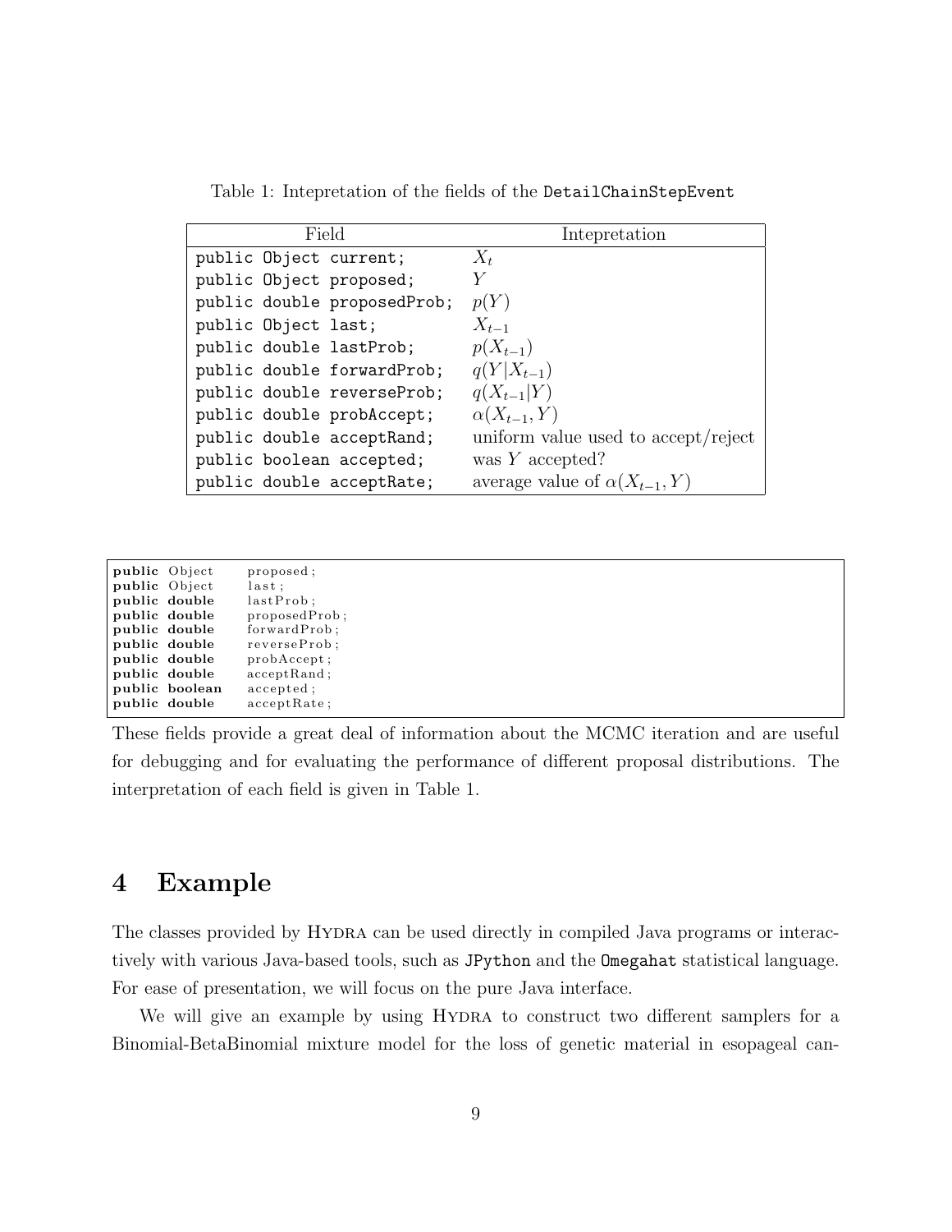Table 1: Intepretation of the fields of the `DetailChainStepEvent`

| Field | Intepretation |
|---|---|
| `public Object current;` | $X_t$ |
| `public Object proposed;` | $Y$ |
| `public double proposedProb;` | $p(Y)$ |
| `public Object last;` | $X_{t-1}$ |
| `public double lastProb;` | $p(X_{t-1})$ |
| `public double forwardProb;` | $q(Y\|X_{t-1})$ |
| `public double reverseProb;` | $q(X_{t-1}\|Y)$ |
| `public double probAccept;` | $\alpha(X_{t-1}, Y)$ |
| `public double acceptRand;` | uniform value used to accept/reject |
| `public boolean accepted;` | was $Y$ accepted? |
| `public double acceptRate;` | average value of $\alpha(X_{t-1}, Y)$ |

```
public Object   proposed;
public Object   last;
public double   lastProb;
public double   proposedProb;
public double   forwardProb;
public double   reverseProb;
public double   probAccept;
public double   acceptRand;
public boolean  accepted;
public double   acceptRate;
```

These fields provide a great deal of information about the MCMC iteration and are useful for debugging and for evaluating the performance of different proposal distributions. The interpretation of each field is given in Table 1.

## 4 Example

The classes provided by HYDRA can be used directly in compiled Java programs or interactively with various Java-based tools, such as `JPython` and the `Omegahat` statistical language. For ease of presentation, we will focus on the pure Java interface.

We will give an example by using HYDRA to construct two different samplers for a Binomial-BetaBinomial mixture model for the loss of genetic material in esopageal can-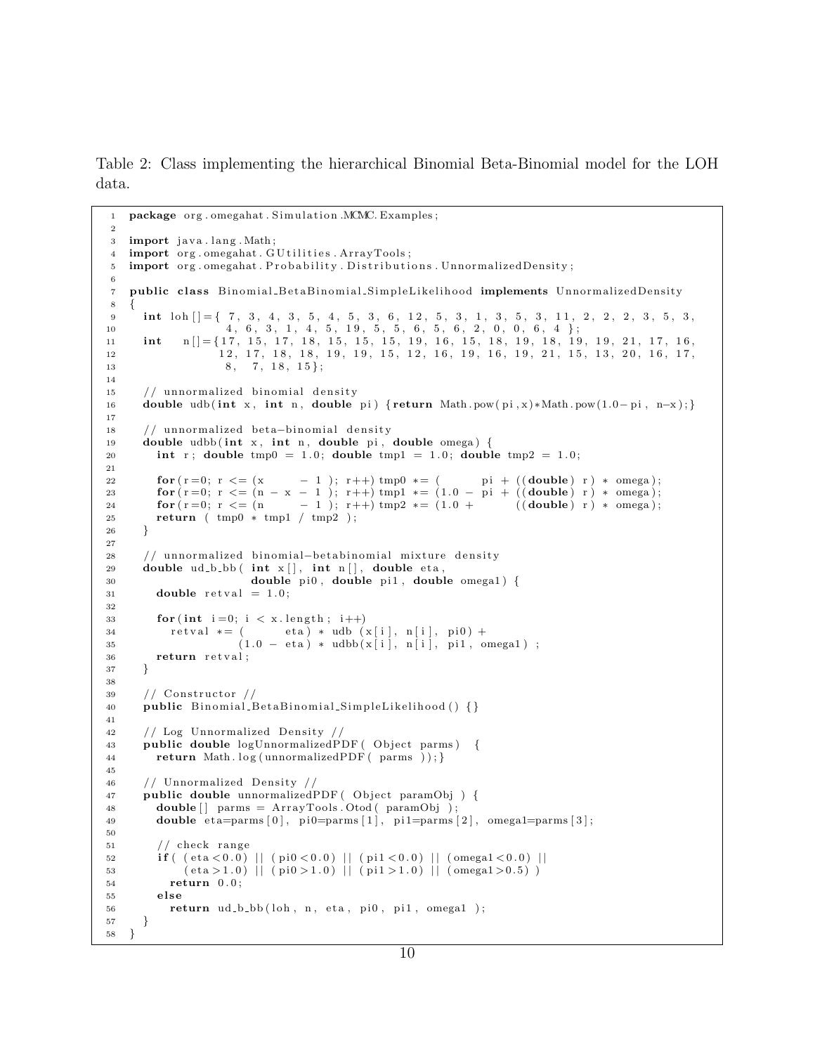Table 2: Class implementing the hierarchical Binomial Beta-Binomial model for the LOH data.

```java
package org.omegahat.Simulation.MCMC.Examples;

import java.lang.Math;
import org.omegahat.GUtilities.ArrayTools;
import org.omegahat.Probability.Distributions.UnnormalizedDensity;

public class Binomial_BetaBinomial_SimpleLikelihood implements UnnormalizedDensity
{
  int loh[]={ 7, 3, 4, 3, 5, 4, 5, 3, 6, 12, 5, 3, 1, 3, 5, 3, 11, 2, 2, 2, 3, 5, 3,
              4, 6, 3, 1, 4, 5, 19, 5, 5, 6, 5, 6, 2, 0, 0, 6, 4 };
  int   n[]={17, 15, 17, 18, 15, 15, 15, 19, 16, 15, 18, 19, 18, 19, 19, 21, 17, 16,
             12, 17, 18, 18, 19, 19, 15, 12, 16, 19, 16, 19, 21, 15, 13, 20, 16, 17,
              8,  7, 18, 15};

  // unnormalized binomial density
  double udb(int x, int n, double pi) {return Math.pow(pi,x)*Math.pow(1.0-pi, n-x);}

  // unnormalized beta-binomial density
  double udbb(int x, int n, double pi, double omega) {
    int r; double tmp0 = 1.0; double tmp1 = 1.0; double tmp2 = 1.0;

    for(r=0; r <= (x     - 1 ); r++) tmp0 *= (      pi + ((double) r) * omega);
    for(r=0; r <= (n - x - 1 ); r++) tmp1 *= (1.0 - pi + ((double) r) * omega);
    for(r=0; r <= (n     - 1 ); r++) tmp2 *= (1.0 +      ((double) r) * omega);
    return ( tmp0 * tmp1 / tmp2 );
  }

  // unnormalized binomial-betabinomial mixture density
  double ud_b_bb( int x[], int n[], double eta,
                  double pi0, double pi1, double omega1) {
    double retval = 1.0;

    for(int i=0; i < x.length; i++)
      retval *= (      eta) * udb (x[i], n[i], pi0) +
                (1.0 - eta) * udbb(x[i], n[i], pi1, omega1) ;
    return retval;
  }

  // Constructor //
  public Binomial_BetaBinomial_SimpleLikelihood() {}

  // Log Unnormalized Density //
  public double logUnnormalizedPDF( Object parms)  {
    return Math.log(unnormalizedPDF( parms ));}

  // Unnormalized Density //
  public double unnormalizedPDF( Object paramObj ) {
    double[] parms = ArrayTools.Otod( paramObj );
    double eta=parms[0], pi0=parms[1], pi1=parms[2], omega1=parms[3];

    // check range
    if( (eta<0.0) || (pi0<0.0) || (pi1<0.0) || (omega1<0.0) ||
        (eta>1.0) || (pi0>1.0) || (pi1>1.0) || (omega1>0.5) )
      return 0.0;
    else
      return ud_b_bb(loh, n, eta, pi0, pi1, omega1 );
  }
}
```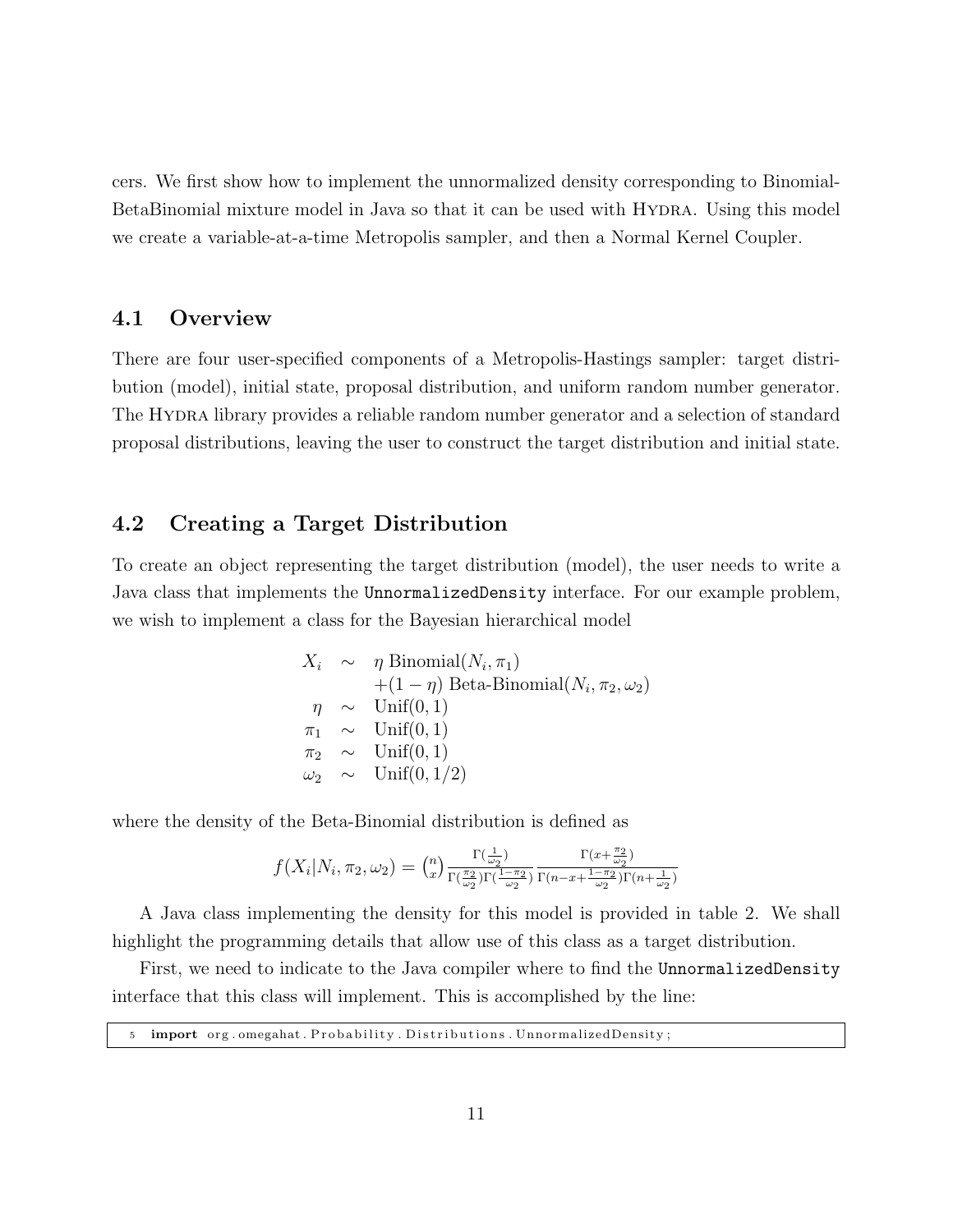cers. We first show how to implement the unnormalized density corresponding to Binomial-BetaBinomial mixture model in Java so that it can be used with HYDRA. Using this model we create a variable-at-a-time Metropolis sampler, and then a Normal Kernel Coupler.

## 4.1 Overview

There are four user-specified components of a Metropolis-Hastings sampler: target distribution (model), initial state, proposal distribution, and uniform random number generator. The HYDRA library provides a reliable random number generator and a selection of standard proposal distributions, leaving the user to construct the target distribution and initial state.

## 4.2 Creating a Target Distribution

To create an object representing the target distribution (model), the user needs to write a Java class that implements the `UnnormalizedDensity` interface. For our example problem, we wish to implement a class for the Bayesian hierarchical model

$$
\begin{aligned}
X_i &\sim \eta \text{ Binomial}(N_i, \pi_1) \\
&\quad +(1-\eta) \text{ Beta-Binomial}(N_i, \pi_2, \omega_2) \\
\eta &\sim \text{Unif}(0,1) \\
\pi_1 &\sim \text{Unif}(0,1) \\
\pi_2 &\sim \text{Unif}(0,1) \\
\omega_2 &\sim \text{Unif}(0,1/2)
\end{aligned}
$$

where the density of the Beta-Binomial distribution is defined as

$$
f(X_i|N_i, \pi_2, \omega_2) = \binom{n}{x} \frac{\Gamma(\frac{1}{\omega_2})}{\Gamma(\frac{\pi_2}{\omega_2})\Gamma(\frac{1-\pi_2}{\omega_2})} \frac{\Gamma(x+\frac{\pi_2}{\omega_2})}{\Gamma(n-x+\frac{1-\pi_2}{\omega_2})\Gamma(n+\frac{1}{\omega_2})}
$$

A Java class implementing the density for this model is provided in table 2. We shall highlight the programming details that allow use of this class as a target distribution.

First, we need to indicate to the Java compiler where to find the `UnnormalizedDensity` interface that this class will implement. This is accomplished by the line:

```
5  import org.omegahat.Probability.Distributions.UnnormalizedDensity;
```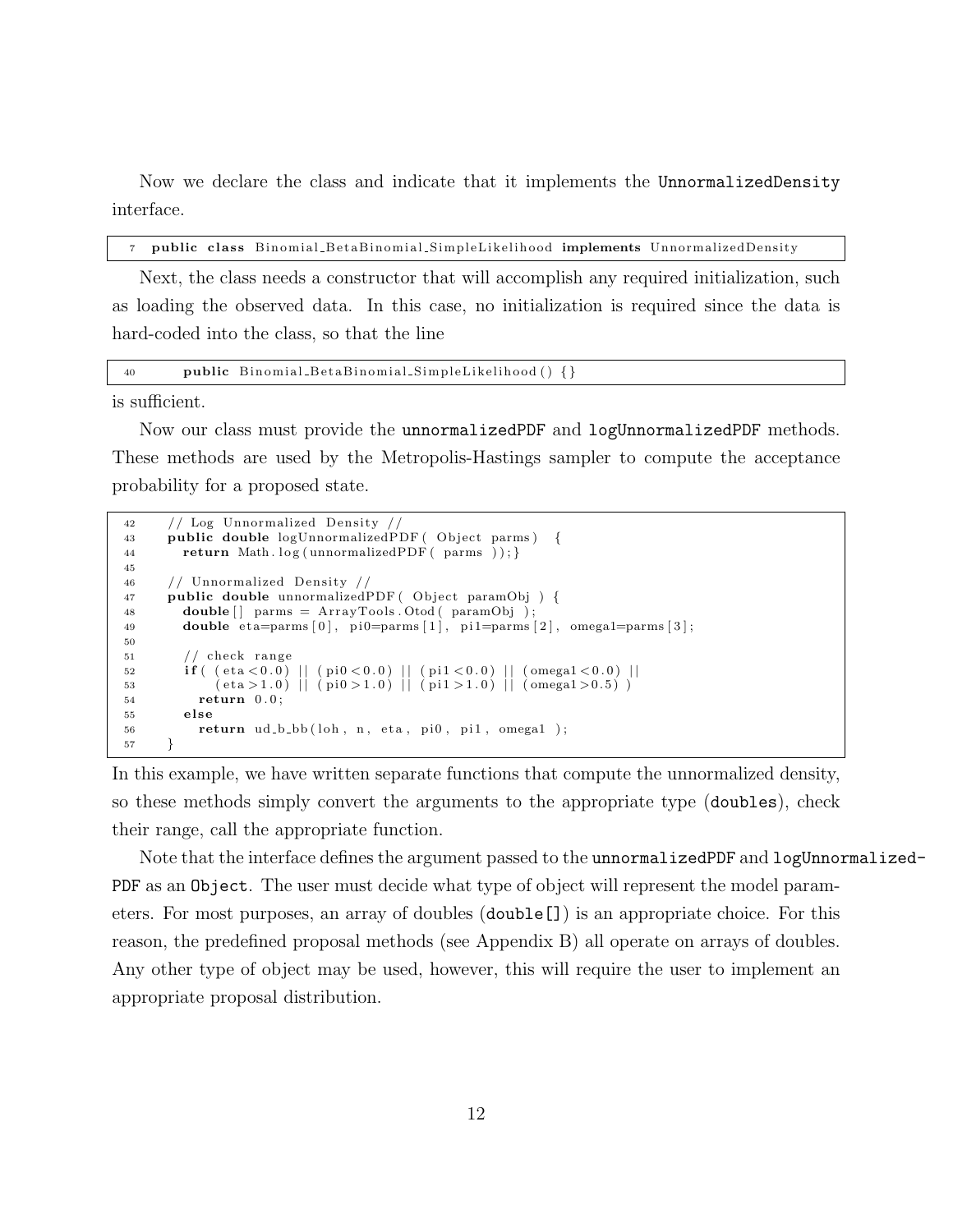Now we declare the class and indicate that it implements the `UnnormalizedDensity` interface.

```
7   public class Binomial_BetaBinomial_SimpleLikelihood implements UnnormalizedDensity
```

Next, the class needs a constructor that will accomplish any required initialization, such as loading the observed data. In this case, no initialization is required since the data is hard-coded into the class, so that the line

```
40      public Binomial_BetaBinomial_SimpleLikelihood() {}
```

is sufficient.

Now our class must provide the `unnormalizedPDF` and `logUnnormalizedPDF` methods. These methods are used by the Metropolis-Hastings sampler to compute the acceptance probability for a proposed state.

```
42    // Log Unnormalized Density //
43    public double logUnnormalizedPDF( Object parms )  {
44      return Math.log(unnormalizedPDF( parms ));}
45
46    // Unnormalized Density //
47    public double unnormalizedPDF( Object paramObj ) {
48      double[] parms = ArrayTools.Otod( paramObj );
49      double eta=parms[0], pi0=parms[1], pi1=parms[2], omega1=parms[3];
50
51      // check range
52      if( (eta<0.0) || (pi0<0.0) || (pi1<0.0) || (omega1<0.0) ||
53          (eta>1.0) || (pi0>1.0) || (pi1>1.0) || (omega1>0.5) )
54        return 0.0;
55      else
56        return ud_b_bb(loh, n, eta, pi0, pi1, omega1 );
57    }
```

In this example, we have written separate functions that compute the unnormalized density, so these methods simply convert the arguments to the appropriate type (`doubles`), check their range, call the appropriate function.

Note that the interface defines the argument passed to the `unnormalizedPDF` and `logUnnormalized-PDF` as an `Object`. The user must decide what type of object will represent the model parameters. For most purposes, an array of doubles (`double[]`) is an appropriate choice. For this reason, the predefined proposal methods (see Appendix B) all operate on arrays of doubles. Any other type of object may be used, however, this will require the user to implement an appropriate proposal distribution.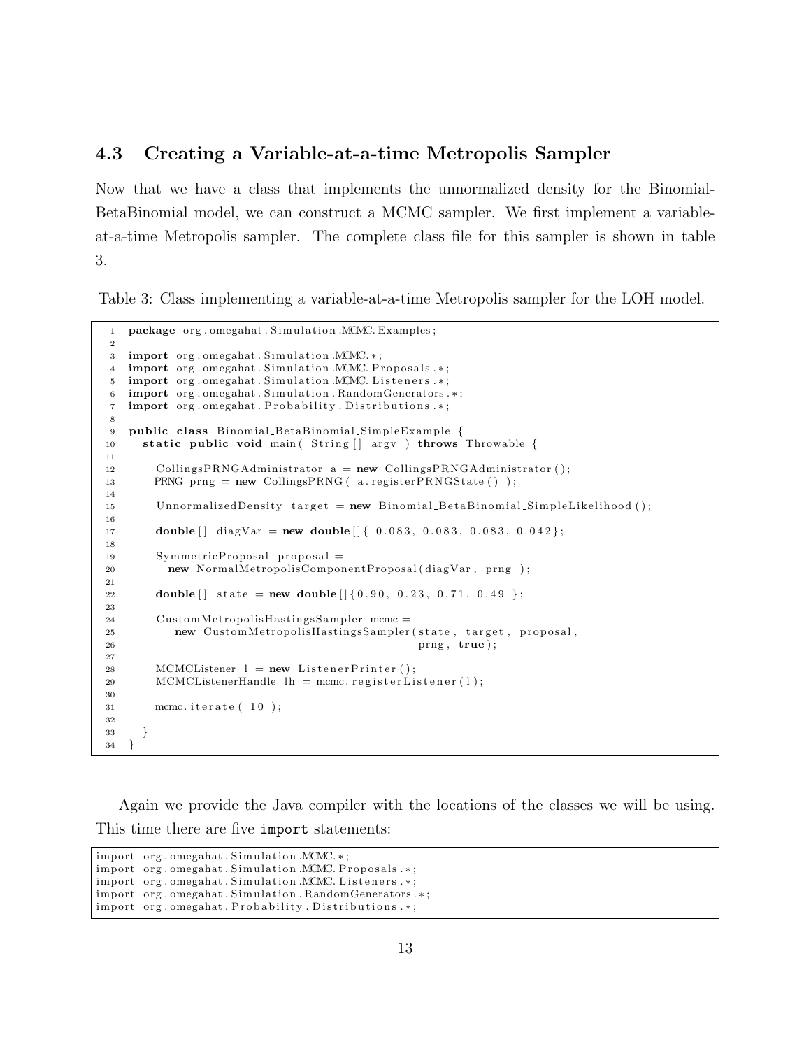### 4.3 Creating a Variable-at-a-time Metropolis Sampler

Now that we have a class that implements the unnormalized density for the Binomial-BetaBinomial model, we can construct a MCMC sampler. We first implement a variable-at-a-time Metropolis sampler. The complete class file for this sampler is shown in table 3.

Table 3: Class implementing a variable-at-a-time Metropolis sampler for the LOH model.

```
1   package org.omegahat.Simulation.MCMC.Examples;
2
3   import org.omegahat.Simulation.MCMC.*;
4   import org.omegahat.Simulation.MCMC.Proposals.*;
5   import org.omegahat.Simulation.MCMC.Listeners.*;
6   import org.omegahat.Simulation.RandomGenerators.*;
7   import org.omegahat.Probability.Distributions.*;
8
9   public class Binomial_BetaBinomial_SimpleExample {
10    static public void main( String[] argv ) throws Throwable {
11
12      CollingsPRNGAdministrator a = new CollingsPRNGAdministrator();
13      PRNG prng = new CollingsPRNG( a.registerPRNGState() );
14
15      UnnormalizedDensity target = new Binomial_BetaBinomial_SimpleLikelihood();
16
17      double[] diagVar = new double[]{ 0.083, 0.083, 0.083, 0.042};
18
19      SymmetricProposal proposal =
20        new NormalMetropolisComponentProposal(diagVar, prng );
21
22      double[] state = new double[]{0.90, 0.23, 0.71, 0.49 };
23
24      CustomMetropolisHastingsSampler mcmc =
25         new CustomMetropolisHastingsSampler(state, target, proposal,
26                                             prng, true);
27
28      MCMCListener l = new ListenerPrinter();
29      MCMCListenerHandle lh = mcmc.registerListener(l);
30
31      mcmc.iterate( 10 );
32
33    }
34  }
```

Again we provide the Java compiler with the locations of the classes we will be using. This time there are five `import` statements:

```
import org.omegahat.Simulation.MCMC.*;
import org.omegahat.Simulation.MCMC.Proposals.*;
import org.omegahat.Simulation.MCMC.Listeners.*;
import org.omegahat.Simulation.RandomGenerators.*;
import org.omegahat.Probability.Distributions.*;
```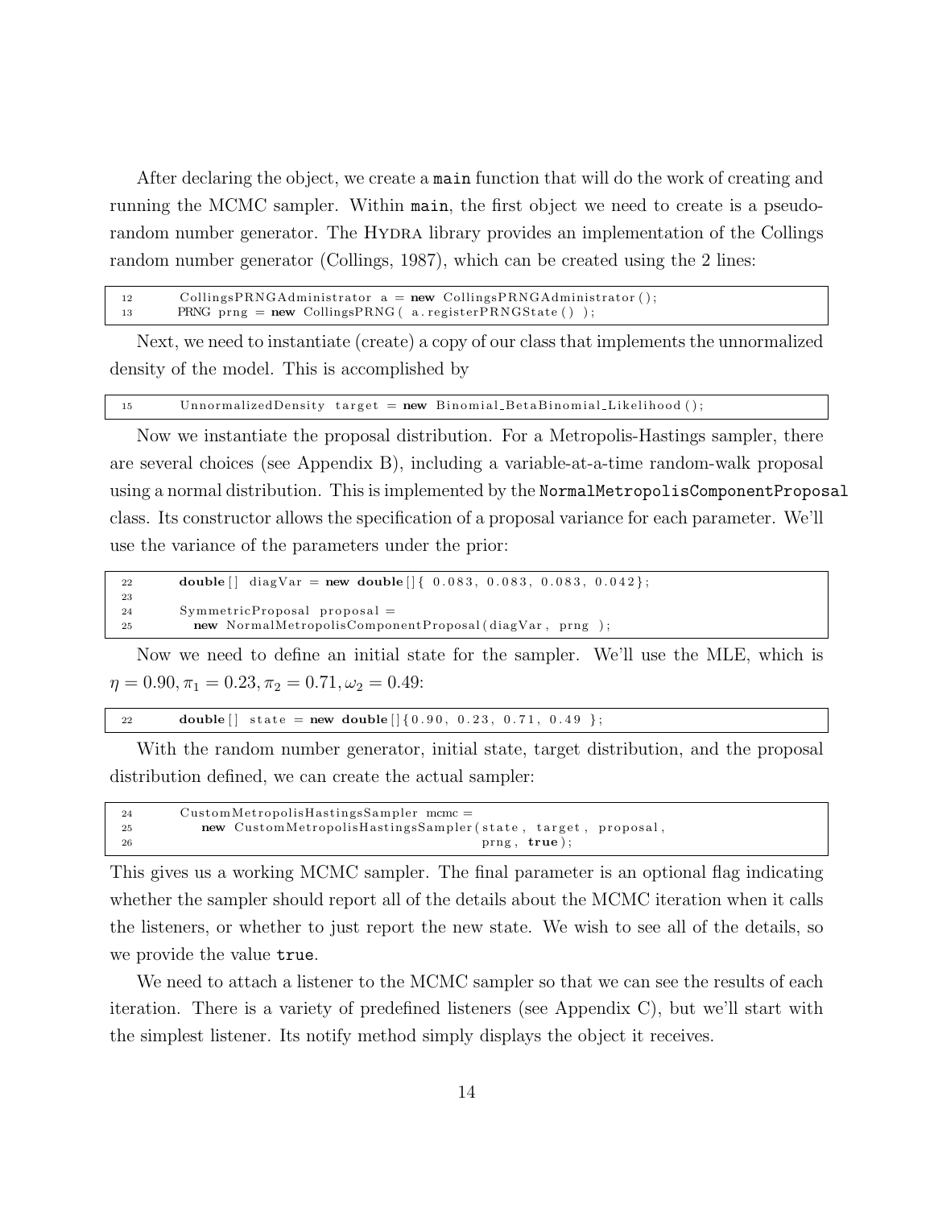After declaring the object, we create a `main` function that will do the work of creating and running the MCMC sampler. Within `main`, the first object we need to create is a pseudo-random number generator. The HYDRA library provides an implementation of the Collings random number generator (Collings, 1987), which can be created using the 2 lines:

```
12        CollingsPRNGAdministrator  a = new CollingsPRNGAdministrator();
13        PRNG prng = new CollingsPRNG( a.registerPRNGState() );
```

Next, we need to instantiate (create) a copy of our class that implements the unnormalized density of the model. This is accomplished by

```
15        UnnormalizedDensity  target = new Binomial_BetaBinomial_Likelihood();
```

Now we instantiate the proposal distribution. For a Metropolis-Hastings sampler, there are several choices (see Appendix B), including a variable-at-a-time random-walk proposal using a normal distribution. This is implemented by the `NormalMetropolisComponentProposal` class. Its constructor allows the specification of a proposal variance for each parameter. We'll use the variance of the parameters under the prior:

```
22        double[]  diagVar = new double[]{ 0.083, 0.083, 0.083, 0.042};
23
24        SymmetricProposal  proposal =
25          new NormalMetropolisComponentProposal(diagVar, prng );
```

Now we need to define an initial state for the sampler. We'll use the MLE, which is $\eta = 0.90, \pi_1 = 0.23, \pi_2 = 0.71, \omega_2 = 0.49$:

```
22        double[]  state = new double[]{0.90, 0.23, 0.71, 0.49 };
```

With the random number generator, initial state, target distribution, and the proposal distribution defined, we can create the actual sampler:

```
24        CustomMetropolisHastingsSampler  mcmc =
25           new CustomMetropolisHastingsSampler(state, target, proposal,
26                                               prng, true);
```

This gives us a working MCMC sampler. The final parameter is an optional flag indicating whether the sampler should report all of the details about the MCMC iteration when it calls the listeners, or whether to just report the new state. We wish to see all of the details, so we provide the value `true`.

We need to attach a listener to the MCMC sampler so that we can see the results of each iteration. There is a variety of predefined listeners (see Appendix C), but we'll start with the simplest listener. Its notify method simply displays the object it receives.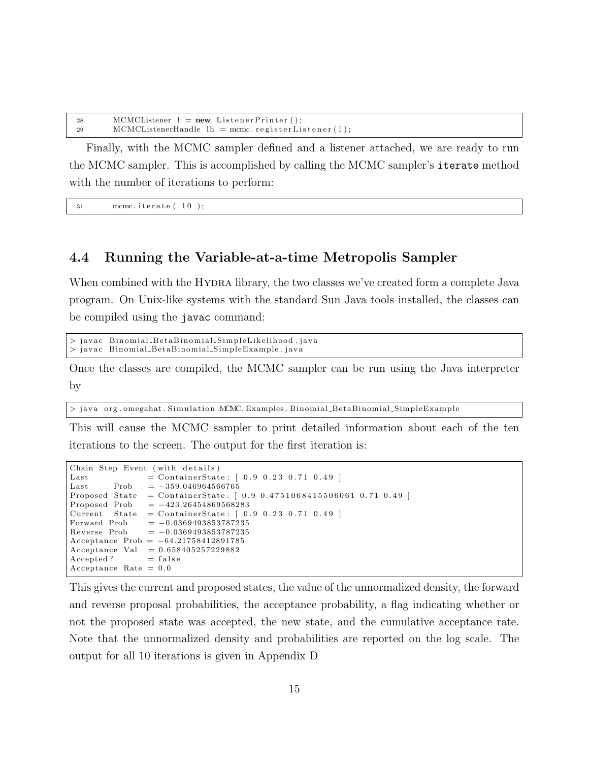```
28        MCMCListener l = new ListenerPrinter();
29        MCMCListenerHandle lh = mcmc.registerListener(l);
```

Finally, with the MCMC sampler defined and a listener attached, we are ready to run the MCMC sampler. This is accomplished by calling the MCMC sampler's `iterate` method with the number of iterations to perform:

```
31        mcmc.iterate( 10 );
```

## 4.4 Running the Variable-at-a-time Metropolis Sampler

When combined with the Hydra library, the two classes we've created form a complete Java program. On Unix-like systems with the standard Sun Java tools installed, the classes can be compiled using the `javac` command:

```
> javac Binomial_BetaBinomial_SimpleLikelihood.java
> javac Binomial_BetaBinomial_SimpleExample.java
```

Once the classes are compiled, the MCMC sampler can be run using the Java interpreter by

```
> java org.omegahat.Simulation.MCMC.Examples.Binomial_BetaBinomial_SimpleExample
```

This will cause the MCMC sampler to print detailed information about each of the ten iterations to the screen. The output for the first iteration is:

```
Chain Step Event (with details)
Last            = ContainerState: [ 0.9 0.23 0.71 0.49 ]
Last      Prob  = -359.046964566765
Proposed State  = ContainerState: [ 0.9 0.4751068415506061 0.71 0.49 ]
Proposed Prob   = -423.26454869568283
Current   State = ContainerState: [ 0.9 0.23 0.71 0.49 ]
Forward Prob    = -0.0369493853787235
Reverse Prob    = -0.0369493853787235
Acceptance Prob = -64.21758412891785
Acceptance Val  = 0.658405257229882
Accepted?       = false
Acceptance Rate = 0.0
```

This gives the current and proposed states, the value of the unnormalized density, the forward and reverse proposal probabilities, the acceptance probability, a flag indicating whether or not the proposed state was accepted, the new state, and the cumulative acceptance rate. Note that the unnormalized density and probabilities are reported on the log scale. The output for all 10 iterations is given in Appendix D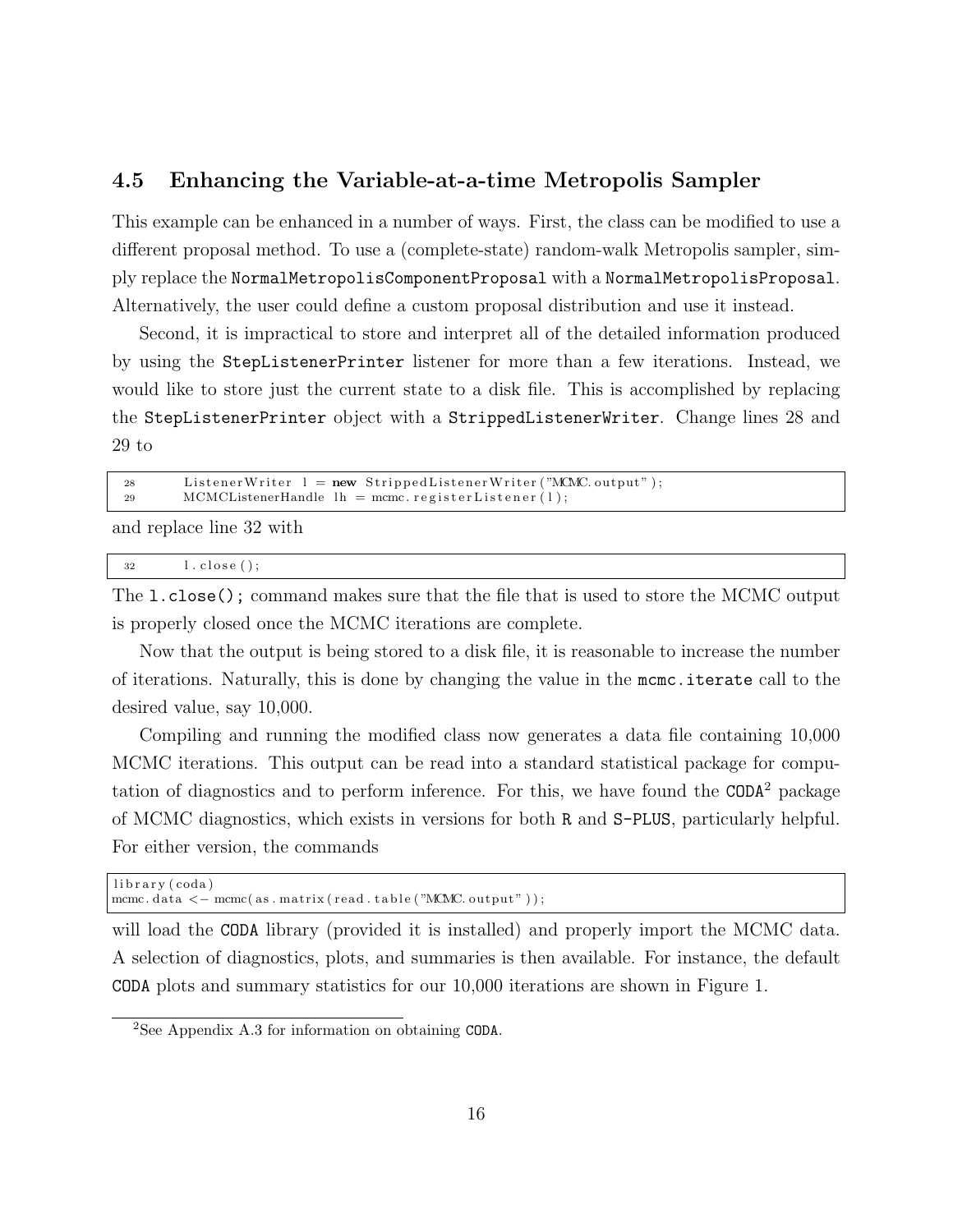### 4.5 Enhancing the Variable-at-a-time Metropolis Sampler

This example can be enhanced in a number of ways. First, the class can be modified to use a different proposal method. To use a (complete-state) random-walk Metropolis sampler, simply replace the `NormalMetropolisComponentProposal` with a `NormalMetropolisProposal`. Alternatively, the user could define a custom proposal distribution and use it instead.

Second, it is impractical to store and interpret all of the detailed information produced by using the `StepListenerPrinter` listener for more than a few iterations. Instead, we would like to store just the current state to a disk file. This is accomplished by replacing the `StepListenerPrinter` object with a `StrippedListenerWriter`. Change lines 28 and 29 to

```
28        ListenerWriter  l = new StrippedListenerWriter("MCMC.output");
29        MCMCListenerHandle  lh = mcmc.registerListener(l);
```

and replace line 32 with

```
32        l.close();
```

The `l.close();` command makes sure that the file that is used to store the MCMC output is properly closed once the MCMC iterations are complete.

Now that the output is being stored to a disk file, it is reasonable to increase the number of iterations. Naturally, this is done by changing the value in the `mcmc.iterate` call to the desired value, say 10,000.

Compiling and running the modified class now generates a data file containing 10,000 MCMC iterations. This output can be read into a standard statistical package for computation of diagnostics and to perform inference. For this, we have found the `CODA`[2] package of MCMC diagnostics, which exists in versions for both `R` and `S-PLUS`, particularly helpful. For either version, the commands

```
library(coda)
mcmc.data <- mcmc(as.matrix(read.table("MCMC.output")));
```

will load the `CODA` library (provided it is installed) and properly import the MCMC data. A selection of diagnostics, plots, and summaries is then available. For instance, the default `CODA` plots and summary statistics for our 10,000 iterations are shown in Figure 1.

[2] See Appendix A.3 for information on obtaining `CODA`.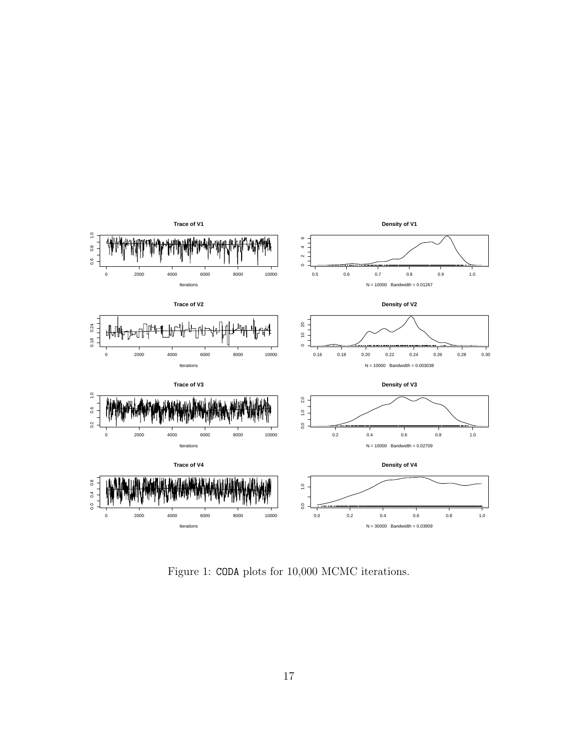Figure 1: CODA plots for 10,000 MCMC iterations.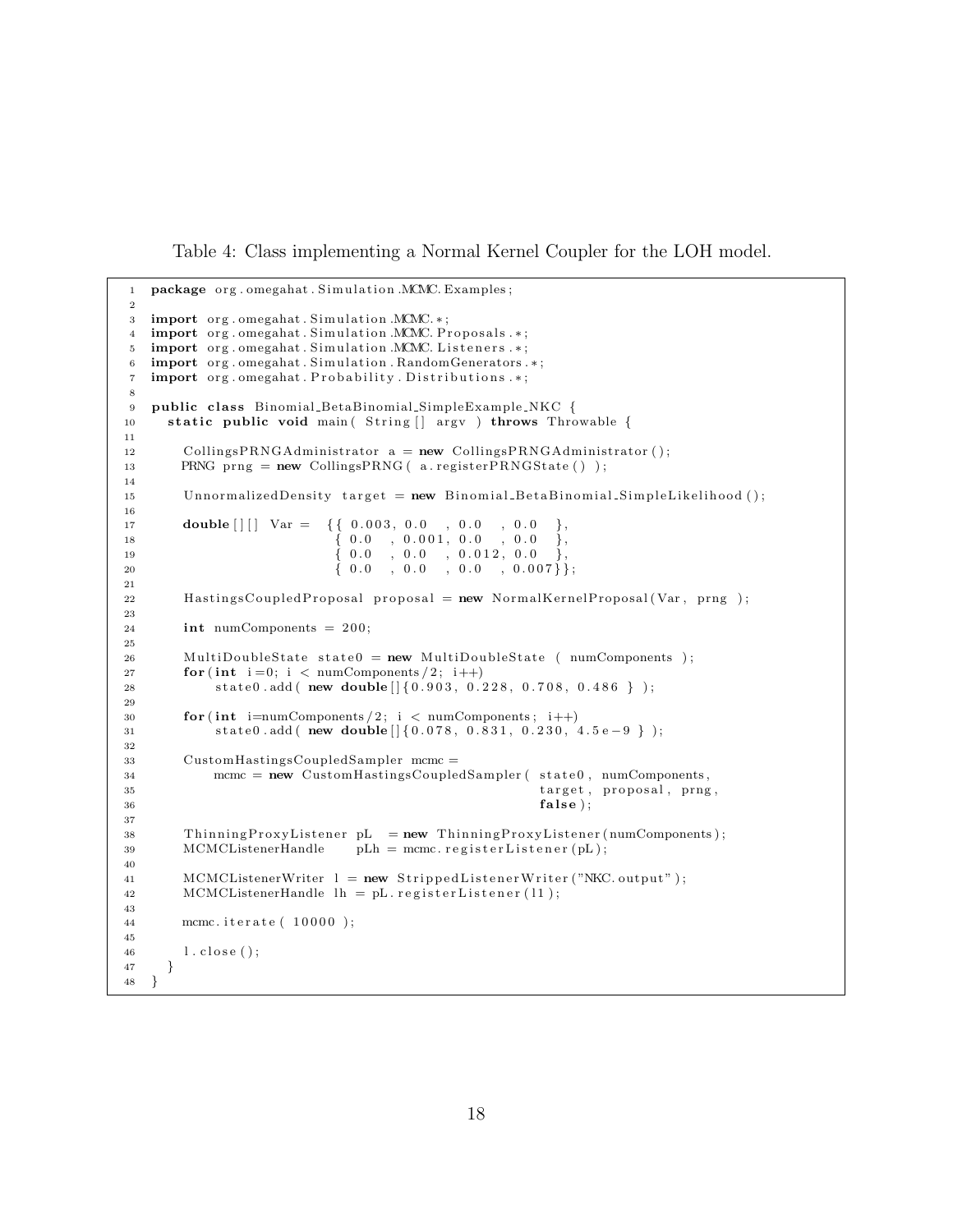Table 4: Class implementing a Normal Kernel Coupler for the LOH model.

```
package org.omegahat.Simulation.MCMC.Examples;

import org.omegahat.Simulation.MCMC.*;
import org.omegahat.Simulation.MCMC.Proposals.*;
import org.omegahat.Simulation.MCMC.Listeners.*;
import org.omegahat.Simulation.RandomGenerators.*;
import org.omegahat.Probability.Distributions.*;

public class Binomial_BetaBinomial_SimpleExample_NKC {
  static public void main( String[] argv ) throws Throwable {

    CollingsPRNGAdministrator a = new CollingsPRNGAdministrator();
    PRNG prng = new CollingsPRNG( a.registerPRNGState() );

    UnnormalizedDensity target = new Binomial_BetaBinomial_SimpleLikelihood();

    double[][] Var =  {{ 0.003, 0.0  , 0.0  , 0.0  },
                       { 0.0  , 0.001, 0.0  , 0.0  },
                       { 0.0  , 0.0  , 0.012, 0.0  },
                       { 0.0  , 0.0  , 0.0  , 0.007}};

    HastingsCoupledProposal proposal = new NormalKernelProposal(Var, prng );

    int numComponents = 200;

    MultiDoubleState state0 = new MultiDoubleState ( numComponents );
    for(int i=0; i < numComponents/2; i++)
        state0.add( new double[]{0.903, 0.228, 0.708, 0.486 } );

    for(int i=numComponents/2; i < numComponents; i++)
        state0.add( new double[]{0.078, 0.831, 0.230, 4.5e-9 } );

    CustomHastingsCoupledSampler mcmc =
        mcmc = new CustomHastingsCoupledSampler( state0, numComponents,
                                                 target, proposal, prng,
                                                 false);

    ThinningProxyListener pL  = new ThinningProxyListener(numComponents);
    MCMCListenerHandle    pLh = mcmc.registerListener(pL);

    MCMCListenerWriter l = new StrippedListenerWriter("NKC.output");
    MCMCListenerHandle lh = pL.registerListener(l1);

    mcmc.iterate( 10000 );

    l.close();
  }
}
```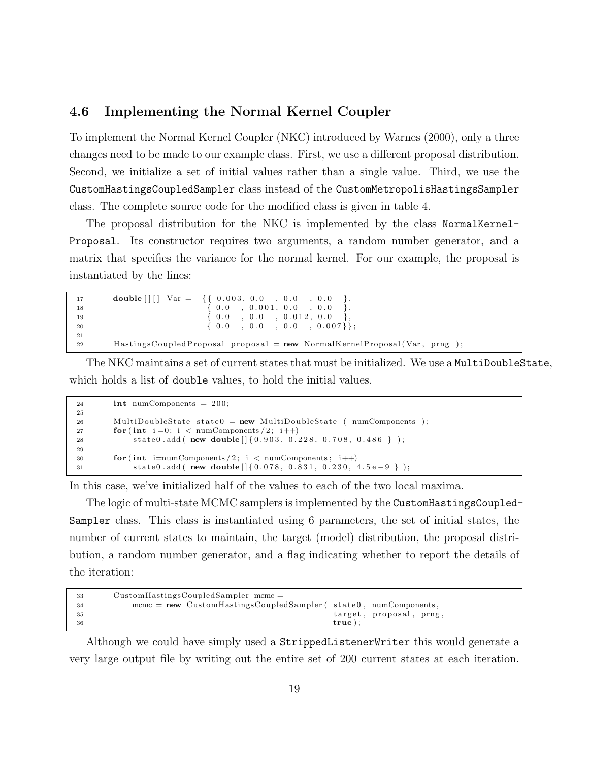## 4.6 Implementing the Normal Kernel Coupler

To implement the Normal Kernel Coupler (NKC) introduced by Warnes (2000), only a three changes need to be made to our example class. First, we use a different proposal distribution. Second, we initialize a set of initial values rather than a single value. Third, we use the `CustomHastingsCoupledSampler` class instead of the `CustomMetropolisHastingsSampler` class. The complete source code for the modified class is given in table 4.

The proposal distribution for the NKC is implemented by the class `NormalKernel-Proposal`. Its constructor requires two arguments, a random number generator, and a matrix that specifies the variance for the normal kernel. For our example, the proposal is instantiated by the lines:

```
17        double[][] Var =  {{ 0.003, 0.0  , 0.0  , 0.0  },
18                           { 0.0  , 0.001, 0.0  , 0.0  },
19                           { 0.0  , 0.0  , 0.012, 0.0  },
20                           { 0.0  , 0.0  , 0.0  , 0.007}};
21
22        HastingsCoupledProposal proposal = new NormalKernelProposal(Var, prng );
```

The NKC maintains a set of current states that must be initialized. We use a `MultiDoubleState`, which holds a list of `double` values, to hold the initial values.

```
24        int numComponents = 200;
25
26        MultiDoubleState state0 = new MultiDoubleState ( numComponents );
27        for(int i=0; i < numComponents/2; i++)
28            state0.add( new double[]{0.903, 0.228, 0.708, 0.486 } );
29
30        for(int i=numComponents/2; i < numComponents; i++)
31            state0.add( new double[]{0.078, 0.831, 0.230, 4.5e-9 } );
```

In this case, we've initialized half of the values to each of the two local maxima.

The logic of multi-state MCMC samplers is implemented by the `CustomHastingsCoupled-Sampler` class. This class is instantiated using 6 parameters, the set of initial states, the number of current states to maintain, the target (model) distribution, the proposal distribution, a random number generator, and a flag indicating whether to report the details of the iteration:

```
33        CustomHastingsCoupledSampler mcmc =
34            mcmc = new CustomHastingsCoupledSampler( state0, numComponents,
35                                                     target, proposal, prng,
36                                                     true);
```

Although we could have simply used a `StrippedListenerWriter` this would generate a very large output file by writing out the entire set of 200 current states at each iteration.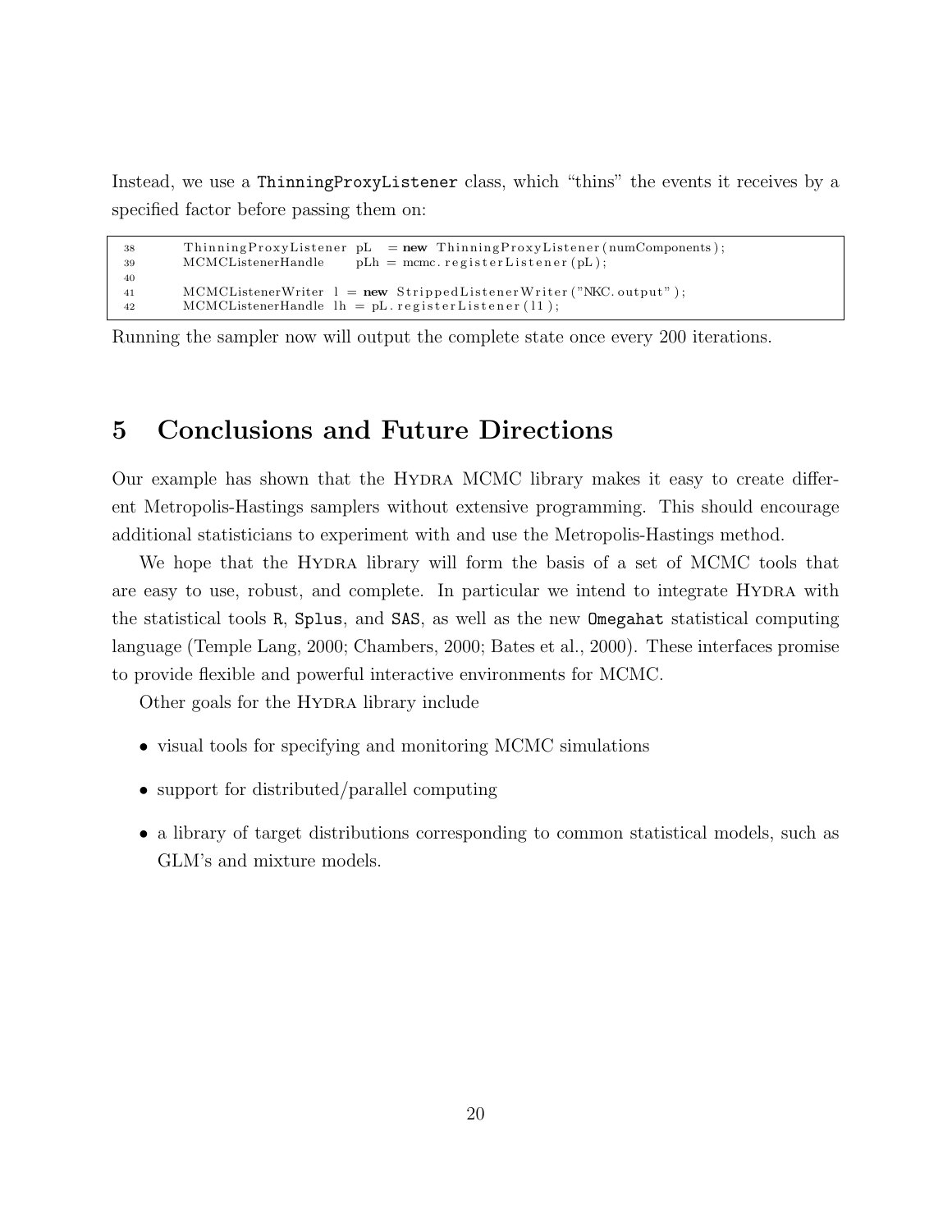Instead, we use a `ThinningProxyListener` class, which "thins" the events it receives by a specified factor before passing them on:

```
38        ThinningProxyListener pL   = new ThinningProxyListener(numComponents);
39        MCMCListenerHandle     pLh = mcmc.registerListener(pL);
40
41        MCMCListenerWriter l = new StrippedListenerWriter("NKC.output");
42        MCMCListenerHandle lh = pL.registerListener(l1);
```

Running the sampler now will output the complete state once every 200 iterations.

# 5 Conclusions and Future Directions

Our example has shown that the HYDRA MCMC library makes it easy to create different Metropolis-Hastings samplers without extensive programming. This should encourage additional statisticians to experiment with and use the Metropolis-Hastings method.

We hope that the HYDRA library will form the basis of a set of MCMC tools that are easy to use, robust, and complete. In particular we intend to integrate HYDRA with the statistical tools `R`, `Splus`, and `SAS`, as well as the new `Omegahat` statistical computing language (Temple Lang, 2000; Chambers, 2000; Bates et al., 2000). These interfaces promise to provide flexible and powerful interactive environments for MCMC.

Other goals for the HYDRA library include

- visual tools for specifying and monitoring MCMC simulations
- support for distributed/parallel computing
- a library of target distributions corresponding to common statistical models, such as GLM's and mixture models.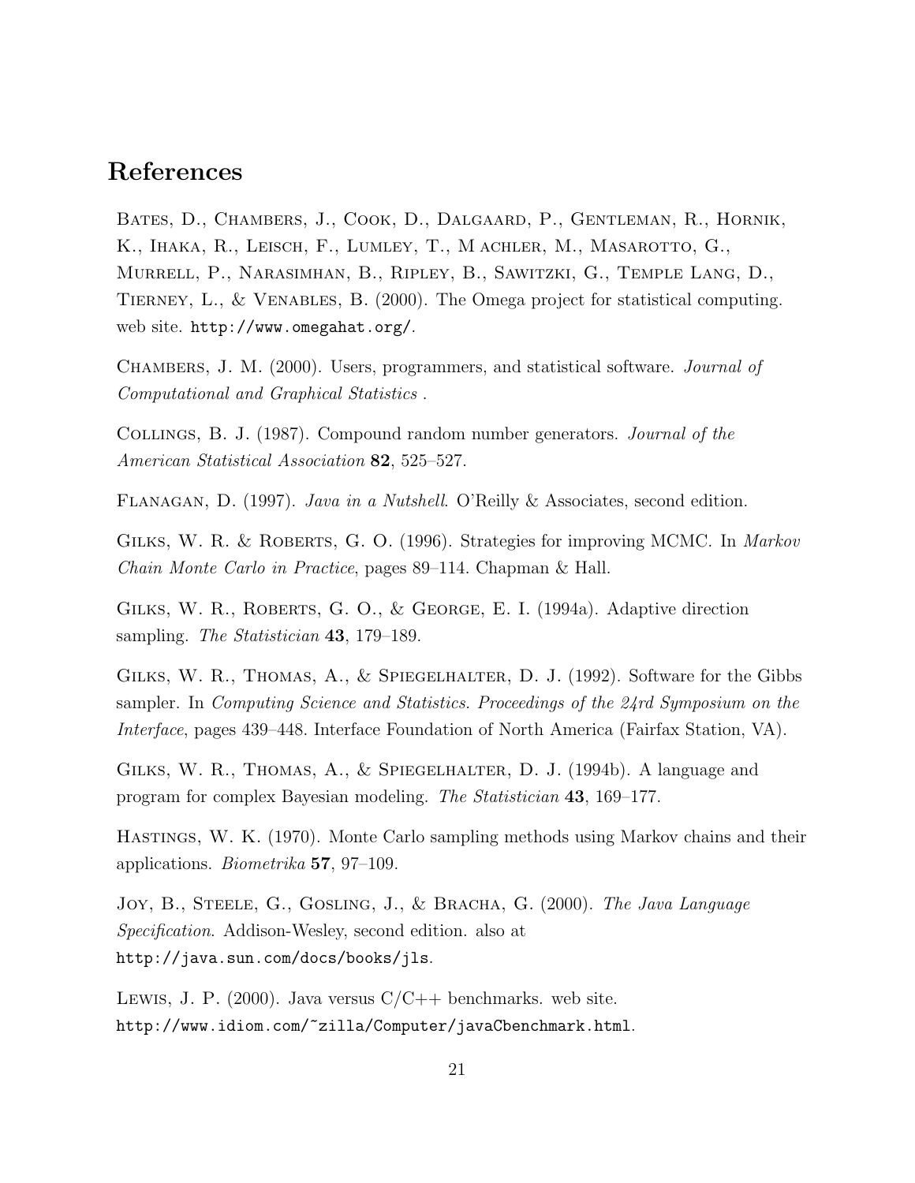# References

Bates, D., Chambers, J., Cook, D., Dalgaard, P., Gentleman, R., Hornik, K., Ihaka, R., Leisch, F., Lumley, T., M achler, M., Masarotto, G., Murrell, P., Narasimhan, B., Ripley, B., Sawitzki, G., Temple Lang, D., Tierney, L., & Venables, B. (2000). The Omega project for statistical computing. web site. http://www.omegahat.org/.

Chambers, J. M. (2000). Users, programmers, and statistical software. *Journal of Computational and Graphical Statistics* .

Collings, B. J. (1987). Compound random number generators. *Journal of the American Statistical Association* **82**, 525–527.

Flanagan, D. (1997). *Java in a Nutshell*. O'Reilly & Associates, second edition.

Gilks, W. R. & Roberts, G. O. (1996). Strategies for improving MCMC. In *Markov Chain Monte Carlo in Practice*, pages 89–114. Chapman & Hall.

Gilks, W. R., Roberts, G. O., & George, E. I. (1994a). Adaptive direction sampling. *The Statistician* **43**, 179–189.

Gilks, W. R., Thomas, A., & Spiegelhalter, D. J. (1992). Software for the Gibbs sampler. In *Computing Science and Statistics. Proceedings of the 24rd Symposium on the Interface*, pages 439–448. Interface Foundation of North America (Fairfax Station, VA).

Gilks, W. R., Thomas, A., & Spiegelhalter, D. J. (1994b). A language and program for complex Bayesian modeling. *The Statistician* **43**, 169–177.

Hastings, W. K. (1970). Monte Carlo sampling methods using Markov chains and their applications. *Biometrika* **57**, 97–109.

Joy, B., Steele, G., Gosling, J., & Bracha, G. (2000). *The Java Language Specification*. Addison-Wesley, second edition. also at http://java.sun.com/docs/books/jls.

Lewis, J. P. (2000). Java versus C/C++ benchmarks. web site. http://www.idiom.com/~zilla/Computer/javaCbenchmark.html.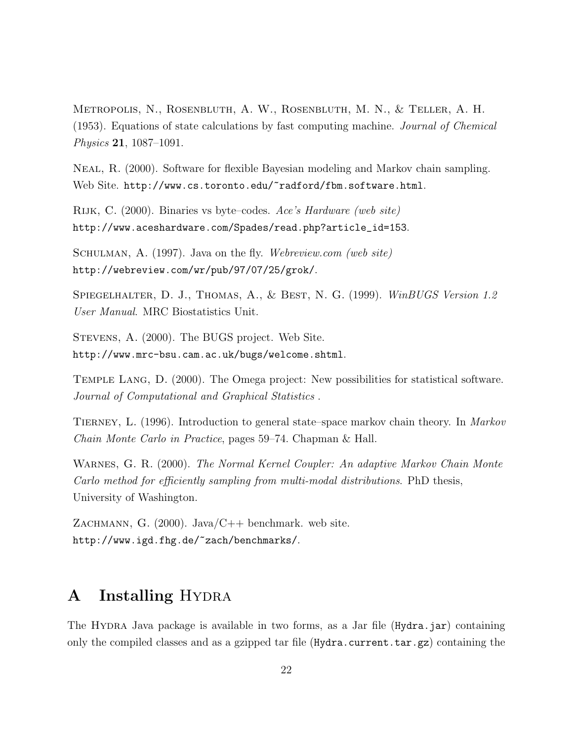Metropolis, N., Rosenbluth, A. W., Rosenbluth, M. N., & Teller, A. H. (1953). Equations of state calculations by fast computing machine. *Journal of Chemical Physics* **21**, 1087–1091.

Neal, R. (2000). Software for flexible Bayesian modeling and Markov chain sampling. Web Site. `http://www.cs.toronto.edu/~radford/fbm.software.html`.

Rijk, C. (2000). Binaries vs byte–codes. *Ace's Hardware (web site)* `http://www.aceshardware.com/Spades/read.php?article_id=153`.

Schulman, A. (1997). Java on the fly. *Webreview.com (web site)* `http://webreview.com/wr/pub/97/07/25/grok/`.

Spiegelhalter, D. J., Thomas, A., & Best, N. G. (1999). *WinBUGS Version 1.2 User Manual*. MRC Biostatistics Unit.

Stevens, A. (2000). The BUGS project. Web Site. `http://www.mrc-bsu.cam.ac.uk/bugs/welcome.shtml`.

Temple Lang, D. (2000). The Omega project: New possibilities for statistical software. *Journal of Computational and Graphical Statistics* .

Tierney, L. (1996). Introduction to general state–space markov chain theory. In *Markov Chain Monte Carlo in Practice*, pages 59–74. Chapman & Hall.

Warnes, G. R. (2000). *The Normal Kernel Coupler: An adaptive Markov Chain Monte Carlo method for efficiently sampling from multi-modal distributions*. PhD thesis, University of Washington.

Zachmann, G. (2000). Java/C++ benchmark. web site. `http://www.igd.fhg.de/~zach/benchmarks/`.

# A Installing Hydra

The Hydra Java package is available in two forms, as a Jar file (`Hydra.jar`) containing only the compiled classes and as a gzipped tar file (`Hydra.current.tar.gz`) containing the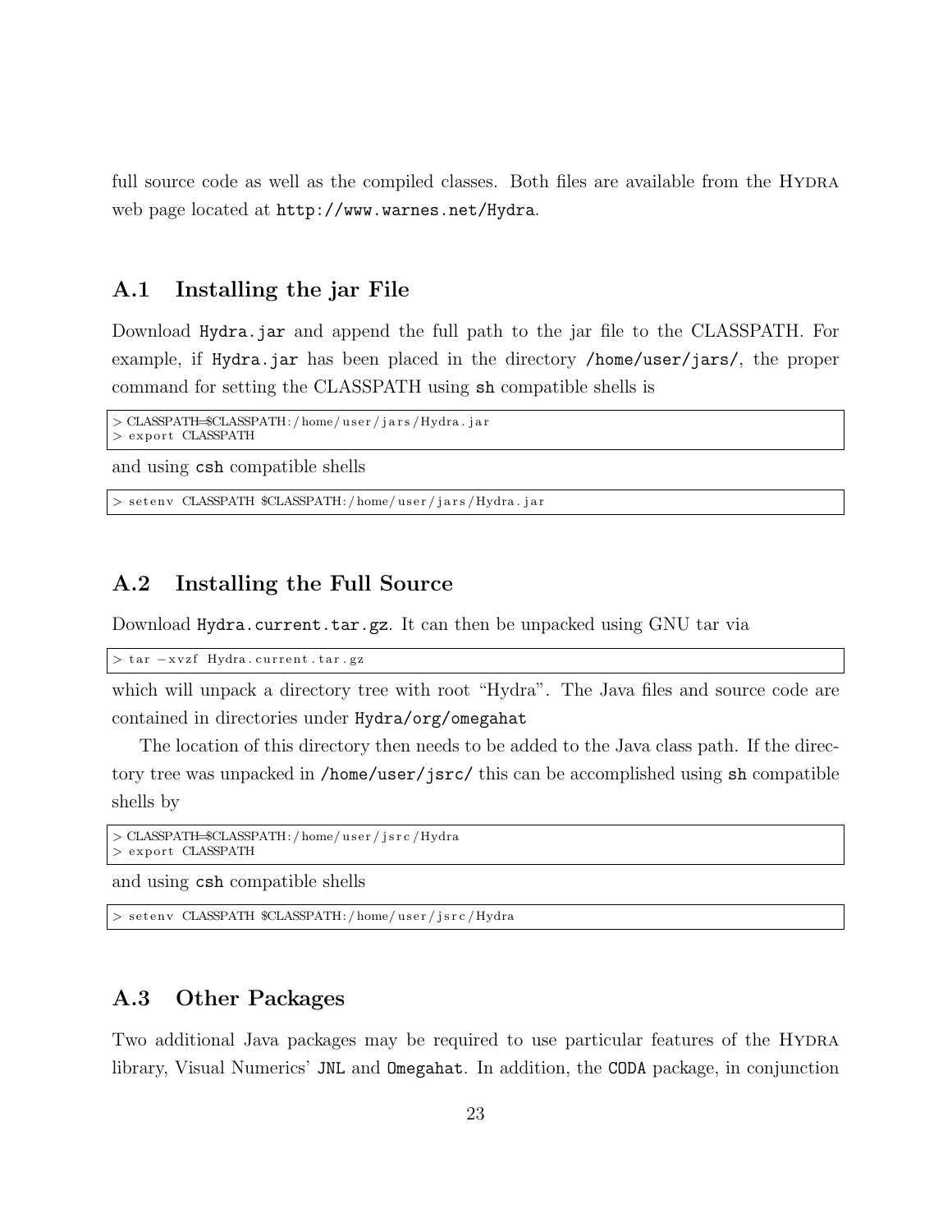full source code as well as the compiled classes. Both files are available from the Hydra web page located at `http://www.warnes.net/Hydra`.

## A.1 Installing the jar File

Download `Hydra.jar` and append the full path to the jar file to the CLASSPATH. For example, if `Hydra.jar` has been placed in the directory `/home/user/jars/`, the proper command for setting the CLASSPATH using `sh` compatible shells is

```
> CLASSPATH=$CLASSPATH:/home/user/jars/Hydra.jar
> export CLASSPATH
```

and using `csh` compatible shells

```
> setenv CLASSPATH $CLASSPATH:/home/user/jars/Hydra.jar
```

## A.2 Installing the Full Source

Download `Hydra.current.tar.gz`. It can then be unpacked using GNU tar via

```
> tar -xvzf Hydra.current.tar.gz
```

which will unpack a directory tree with root "Hydra". The Java files and source code are contained in directories under `Hydra/org/omegahat`

The location of this directory then needs to be added to the Java class path. If the directory tree was unpacked in `/home/user/jsrc/` this can be accomplished using `sh` compatible shells by

```
> CLASSPATH=$CLASSPATH:/home/user/jsrc/Hydra
> export CLASSPATH
```

and using `csh` compatible shells

```
> setenv CLASSPATH $CLASSPATH:/home/user/jsrc/Hydra
```

## A.3 Other Packages

Two additional Java packages may be required to use particular features of the Hydra library, Visual Numerics' `JNL` and `Omegahat`. In addition, the `CODA` package, in conjunction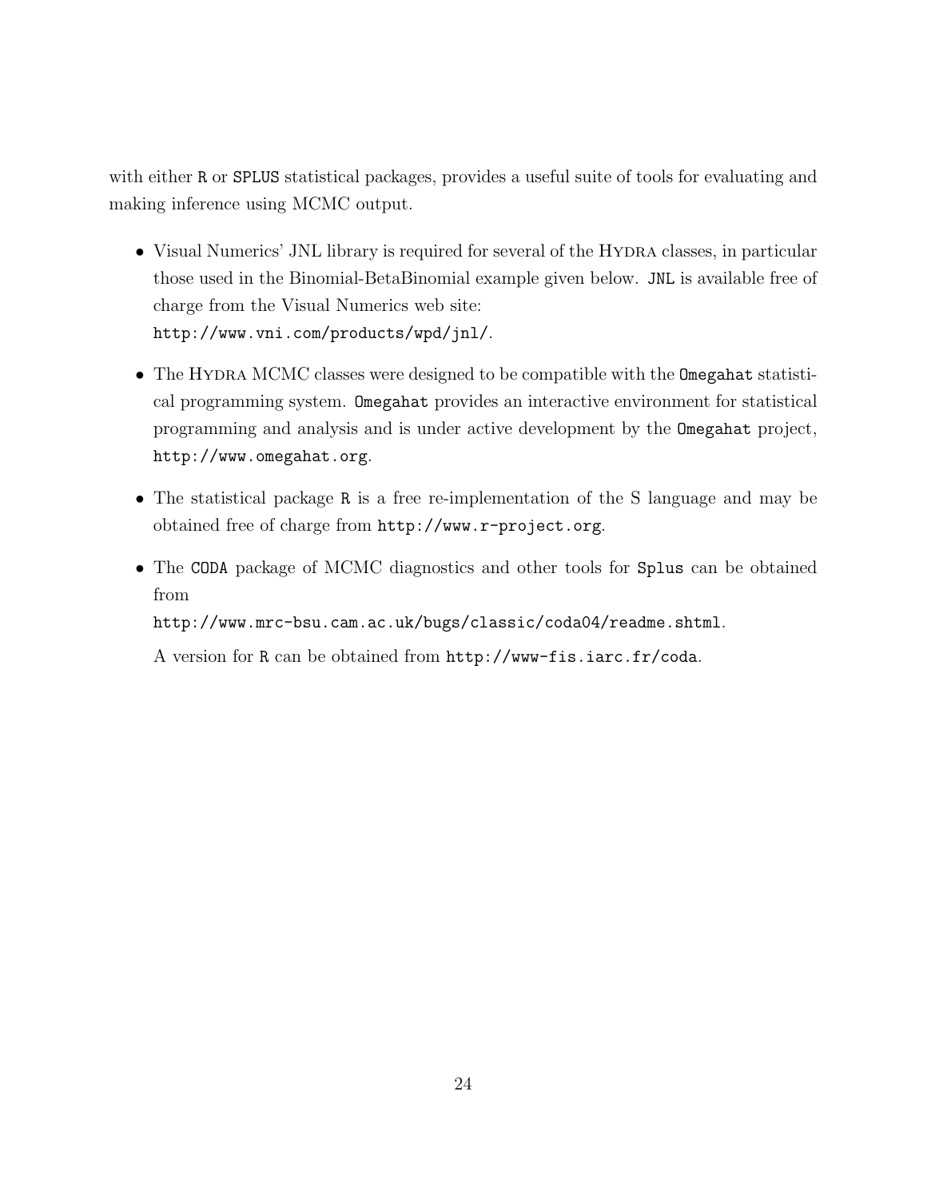with either `R` or `SPLUS` statistical packages, provides a useful suite of tools for evaluating and making inference using MCMC output.

- Visual Numerics' JNL library is required for several of the HYDRA classes, in particular those used in the Binomial-BetaBinomial example given below. `JNL` is available free of charge from the Visual Numerics web site:
  `http://www.vni.com/products/wpd/jnl/`.

- The HYDRA MCMC classes were designed to be compatible with the `Omegahat` statistical programming system. `Omegahat` provides an interactive environment for statistical programming and analysis and is under active development by the `Omegahat` project, `http://www.omegahat.org`.

- The statistical package `R` is a free re-implementation of the S language and may be obtained free of charge from `http://www.r-project.org`.

- The `CODA` package of MCMC diagnostics and other tools for `Splus` can be obtained from
  `http://www.mrc-bsu.cam.ac.uk/bugs/classic/coda04/readme.shtml`.

  A version for `R` can be obtained from `http://www-fis.iarc.fr/coda`.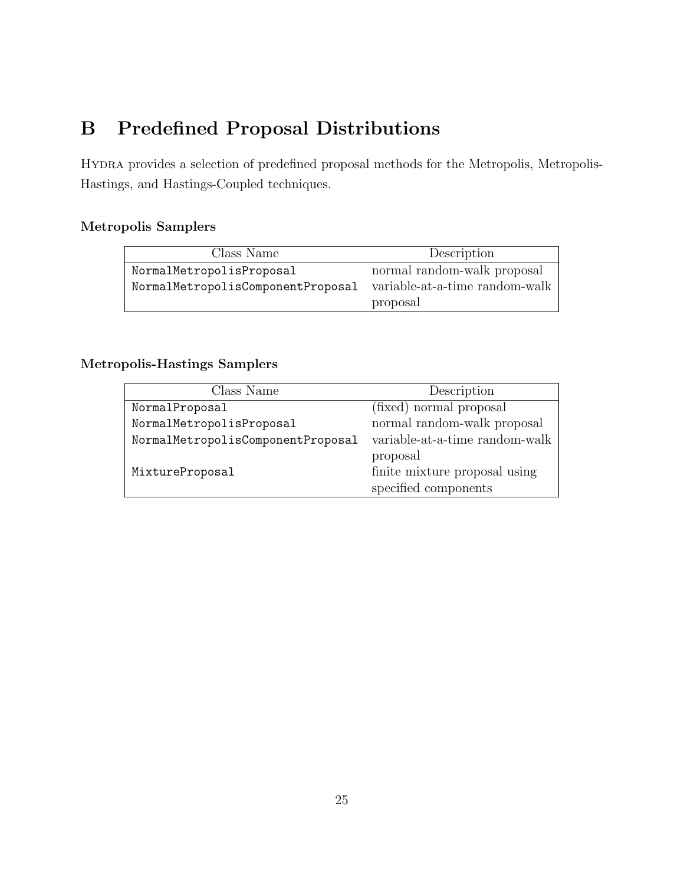# B Predefined Proposal Distributions

Hydra provides a selection of predefined proposal methods for the Metropolis, Metropolis-Hastings, and Hastings-Coupled techniques.

### Metropolis Samplers

| Class Name | Description |
|---|---|
| NormalMetropolisProposal | normal random-walk proposal |
| NormalMetropolisComponentProposal | variable-at-a-time random-walk proposal |

### Metropolis-Hastings Samplers

| Class Name | Description |
|---|---|
| NormalProposal | (fixed) normal proposal |
| NormalMetropolisProposal | normal random-walk proposal |
| NormalMetropolisComponentProposal | variable-at-a-time random-walk proposal |
| MixtureProposal | finite mixture proposal using specified components |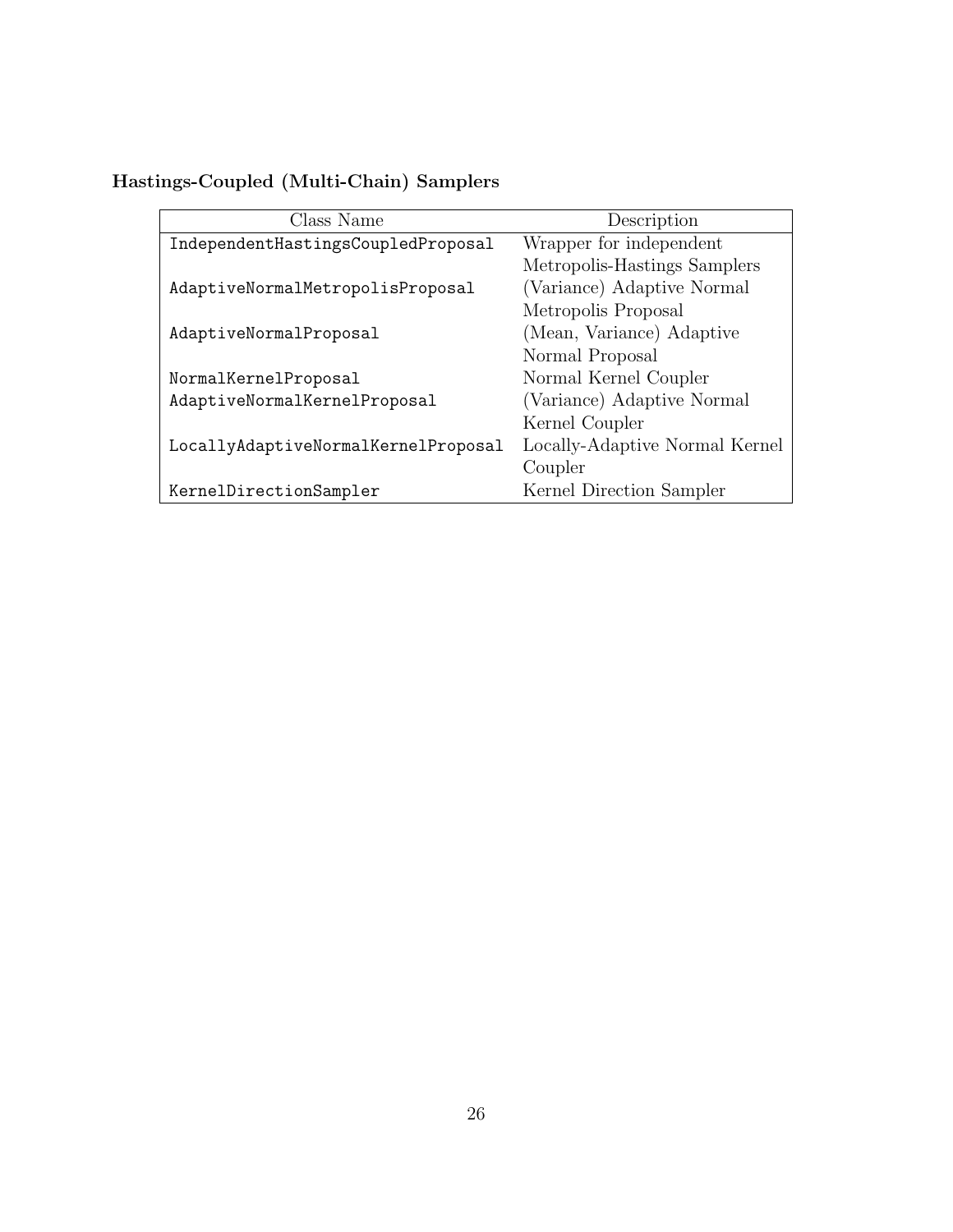**Hastings-Coupled (Multi-Chain) Samplers**

| Class Name | Description |
| --- | --- |
| `IndependentHastingsCoupledProposal` | Wrapper for independent Metropolis-Hastings Samplers |
| `AdaptiveNormalMetropolisProposal` | (Variance) Adaptive Normal Metropolis Proposal |
| `AdaptiveNormalProposal` | (Mean, Variance) Adaptive Normal Proposal |
| `NormalKernelProposal` | Normal Kernel Coupler |
| `AdaptiveNormalKernelProposal` | (Variance) Adaptive Normal Kernel Coupler |
| `LocallyAdaptiveNormalKernelProposal` | Locally-Adaptive Normal Kernel Coupler |
| `KernelDirectionSampler` | Kernel Direction Sampler |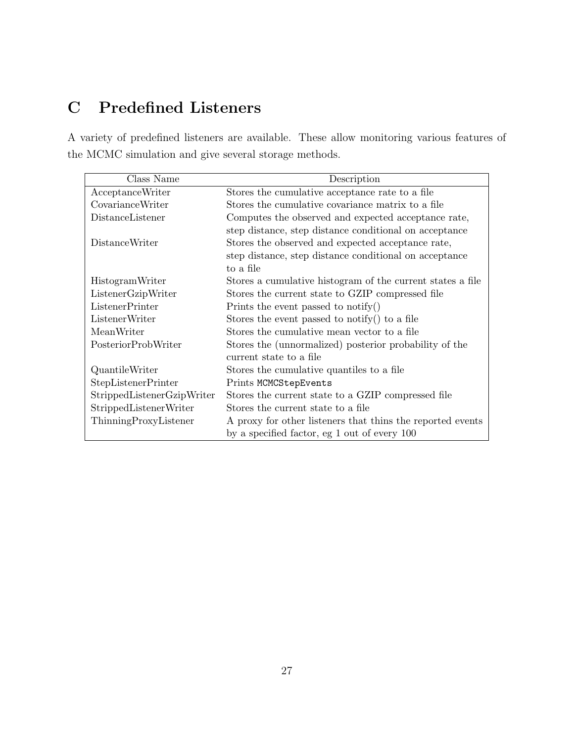# C Predefined Listeners

A variety of predefined listeners are available. These allow monitoring various features of the MCMC simulation and give several storage methods.

| Class Name | Description |
|---|---|
| AcceptanceWriter | Stores the cumulative acceptance rate to a file |
| CovarianceWriter | Stores the cumulative covariance matrix to a file |
| DistanceListener | Computes the observed and expected acceptance rate, step distance, step distance conditional on acceptance |
| DistanceWriter | Stores the observed and expected acceptance rate, step distance, step distance conditional on acceptance to a file |
| HistogramWriter | Stores a cumulative histogram of the current states a file |
| ListenerGzipWriter | Stores the current state to GZIP compressed file |
| ListenerPrinter | Prints the event passed to notify() |
| ListenerWriter | Stores the event passed to notify() to a file |
| MeanWriter | Stores the cumulative mean vector to a file |
| PosteriorProbWriter | Stores the (unnormalized) posterior probability of the current state to a file |
| QuantileWriter | Stores the cumulative quantiles to a file |
| StepListenerPrinter | Prints `MCMCStepEvents` |
| StrippedListenerGzipWriter | Stores the current state to a GZIP compressed file |
| StrippedListenerWriter | Stores the current state to a file |
| ThinningProxyListener | A proxy for other listeners that thins the reported events by a specified factor, eg 1 out of every 100 |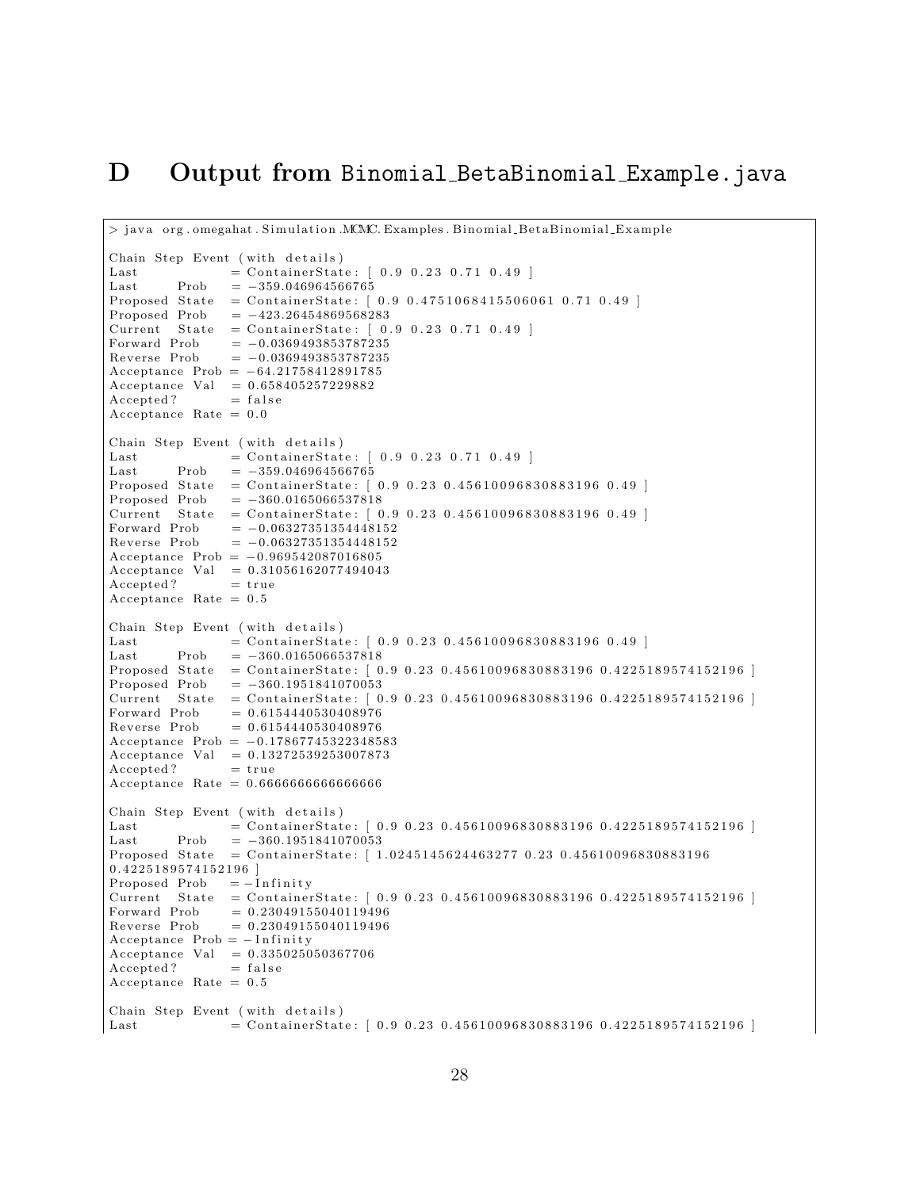# D Output from Binomial_BetaBinomial_Example.java

```
> java org.omegahat.Simulation.MCMC.Examples.Binomial_BetaBinomial_Example

Chain Step Event (with details)
Last            = ContainerState: [ 0.9 0.23 0.71 0.49 ]
Last     Prob   = -359.046964566765
Proposed State  = ContainerState: [ 0.9 0.4751068415506061 0.71 0.49 ]
Proposed Prob   = -423.26454869568283
Current  State  = ContainerState: [ 0.9 0.23 0.71 0.49 ]
Forward Prob    = -0.0369493853787235
Reverse Prob    = -0.0369493853787235
Acceptance Prob = -64.21758412891785
Acceptance Val  = 0.658405257229882
Accepted?       = false
Acceptance Rate = 0.0

Chain Step Event (with details)
Last            = ContainerState: [ 0.9 0.23 0.71 0.49 ]
Last     Prob   = -359.046964566765
Proposed State  = ContainerState: [ 0.9 0.23 0.45610096830883196 0.49 ]
Proposed Prob   = -360.0165066537818
Current  State  = ContainerState: [ 0.9 0.23 0.45610096830883196 0.49 ]
Forward Prob    = -0.06327351354448152
Reverse Prob    = -0.06327351354448152
Acceptance Prob = -0.969542087016805
Acceptance Val  = 0.31056162077494043
Accepted?       = true
Acceptance Rate = 0.5

Chain Step Event (with details)
Last            = ContainerState: [ 0.9 0.23 0.45610096830883196 0.49 ]
Last     Prob   = -360.0165066537818
Proposed State  = ContainerState: [ 0.9 0.23 0.45610096830883196 0.4225189574152196 ]
Proposed Prob   = -360.1951841070053
Current  State  = ContainerState: [ 0.9 0.23 0.45610096830883196 0.4225189574152196 ]
Forward Prob    = 0.6154440530408976
Reverse Prob    = 0.6154440530408976
Acceptance Prob = -0.17867745322348583
Acceptance Val  = 0.13272539253007873
Accepted?       = true
Acceptance Rate = 0.6666666666666666

Chain Step Event (with details)
Last            = ContainerState: [ 0.9 0.23 0.45610096830883196 0.4225189574152196 ]
Last     Prob   = -360.1951841070053
Proposed State  = ContainerState: [ 1.0245145624463277 0.23 0.45610096830883196
0.4225189574152196 ]
Proposed Prob   = -Infinity
Current  State  = ContainerState: [ 0.9 0.23 0.45610096830883196 0.4225189574152196 ]
Forward Prob    = 0.23049155040119496
Reverse Prob    = 0.23049155040119496
Acceptance Prob = -Infinity
Acceptance Val  = 0.335025050367706
Accepted?       = false
Acceptance Rate = 0.5

Chain Step Event (with details)
Last            = ContainerState: [ 0.9 0.23 0.45610096830883196 0.4225189574152196 ]
```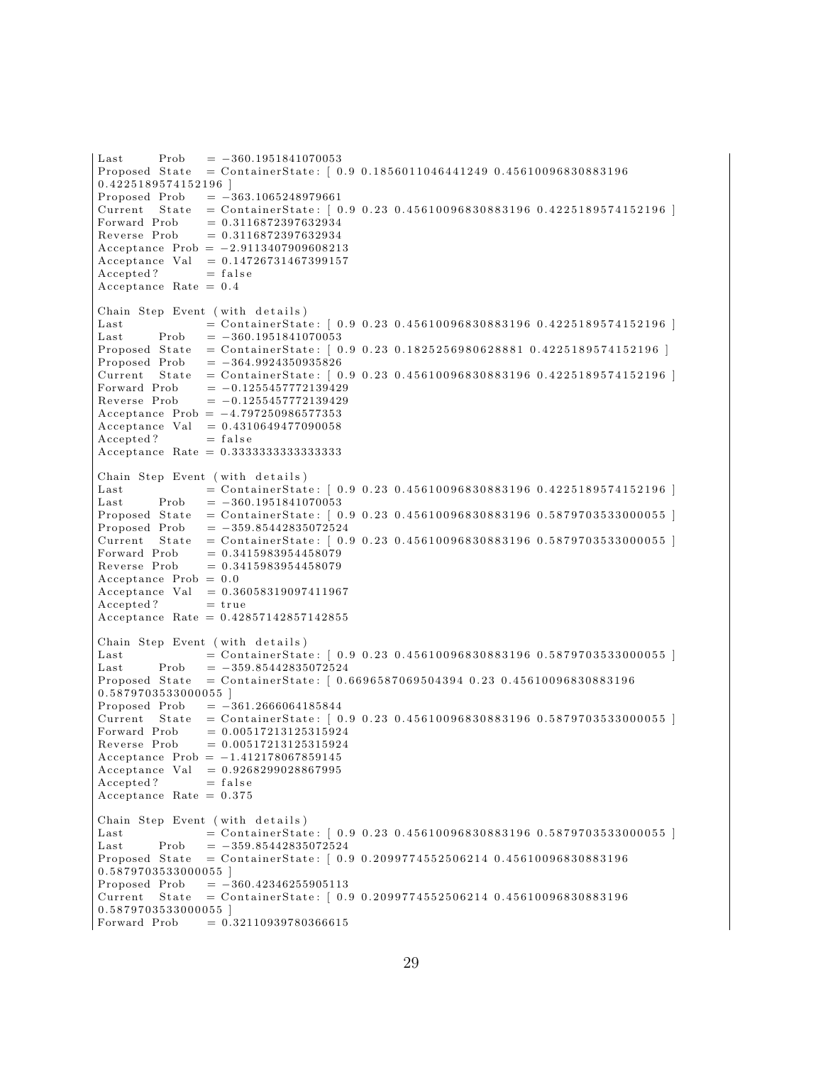```
Last      Prob   = -360.1951841070053
Proposed State   = ContainerState: [ 0.9 0.1856011046441249 0.45610096830883196
0.4225189574152196 ]
Proposed Prob    = -363.1065248979661
Current  State   = ContainerState: [ 0.9 0.23 0.45610096830883196 0.4225189574152196 ]
Forward Prob     = 0.3116872397632934
Reverse Prob     = 0.3116872397632934
Acceptance Prob = -2.9113407909608213
Acceptance Val  = 0.14726731467399157
Accepted?        = false
Acceptance Rate = 0.4

Chain Step Event (with details)
Last             = ContainerState: [ 0.9 0.23 0.45610096830883196 0.4225189574152196 ]
Last      Prob   = -360.1951841070053
Proposed State   = ContainerState: [ 0.9 0.23 0.1825256980628881 0.4225189574152196 ]
Proposed Prob    = -364.9924350935826
Current  State   = ContainerState: [ 0.9 0.23 0.45610096830883196 0.4225189574152196 ]
Forward Prob     = -0.1255457772139429
Reverse Prob     = -0.1255457772139429
Acceptance Prob = -4.797250986577353
Acceptance Val  = 0.4310649477090058
Accepted?        = false
Acceptance Rate = 0.3333333333333333

Chain Step Event (with details)
Last             = ContainerState: [ 0.9 0.23 0.45610096830883196 0.4225189574152196 ]
Last      Prob   = -360.1951841070053
Proposed State   = ContainerState: [ 0.9 0.23 0.45610096830883196 0.5879703533000055 ]
Proposed Prob    = -359.85442835072524
Current  State   = ContainerState: [ 0.9 0.23 0.45610096830883196 0.5879703533000055 ]
Forward Prob     = 0.3415983954458079
Reverse Prob     = 0.3415983954458079
Acceptance Prob = 0.0
Acceptance Val  = 0.36058319097411967
Accepted?        = true
Acceptance Rate = 0.42857142857142855

Chain Step Event (with details)
Last             = ContainerState: [ 0.9 0.23 0.45610096830883196 0.5879703533000055 ]
Last      Prob   = -359.85442835072524
Proposed State   = ContainerState: [ 0.6696587069504394 0.23 0.45610096830883196
0.5879703533000055 ]
Proposed Prob    = -361.2666064185844
Current  State   = ContainerState: [ 0.9 0.23 0.45610096830883196 0.5879703533000055 ]
Forward Prob     = 0.00517213125315924
Reverse Prob     = 0.00517213125315924
Acceptance Prob = -1.412178067859145
Acceptance Val  = 0.9268299028867995
Accepted?        = false
Acceptance Rate = 0.375

Chain Step Event (with details)
Last             = ContainerState: [ 0.9 0.23 0.45610096830883196 0.5879703533000055 ]
Last      Prob   = -359.85442835072524
Proposed State   = ContainerState: [ 0.9 0.2099774552506214 0.45610096830883196
0.5879703533000055 ]
Proposed Prob    = -360.42346255905113
Current  State   = ContainerState: [ 0.9 0.2099774552506214 0.45610096830883196
0.5879703533000055 ]
Forward Prob     = 0.32110939780366615
```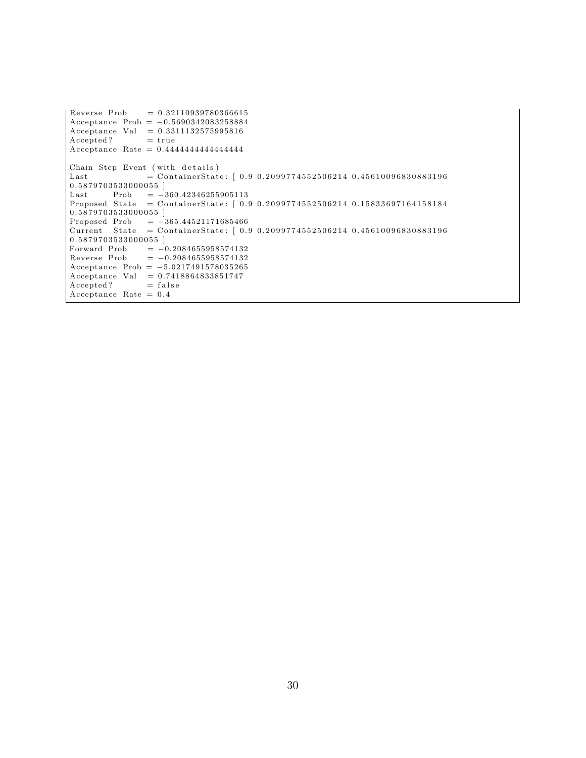```
Reverse Prob      = 0.32110939780366615
Acceptance Prob = −0.5690342083258884
Acceptance Val   = 0.3311132575995816
Accepted?          = true
Acceptance Rate = 0.4444444444444444

Chain Step Event (with details)
Last               = ContainerState: [ 0.9 0.2099774552506214 0.45610096830883196
0.5879703533000055 ]
Last      Prob    = −360.42346255905113
Proposed State  = ContainerState: [ 0.9 0.2099774552506214 0.15833697164158184
0.5879703533000055 ]
Proposed Prob    = −365.44521171685466
Current   State  = ContainerState: [ 0.9 0.2099774552506214 0.45610096830883196
0.5879703533000055 ]
Forward Prob      = −0.2084655958574132
Reverse Prob      = −0.2084655958574132
Acceptance Prob = −5.0217491578035265
Acceptance Val   = 0.7418864833851747
Accepted?          = false
Acceptance Rate = 0.4
```